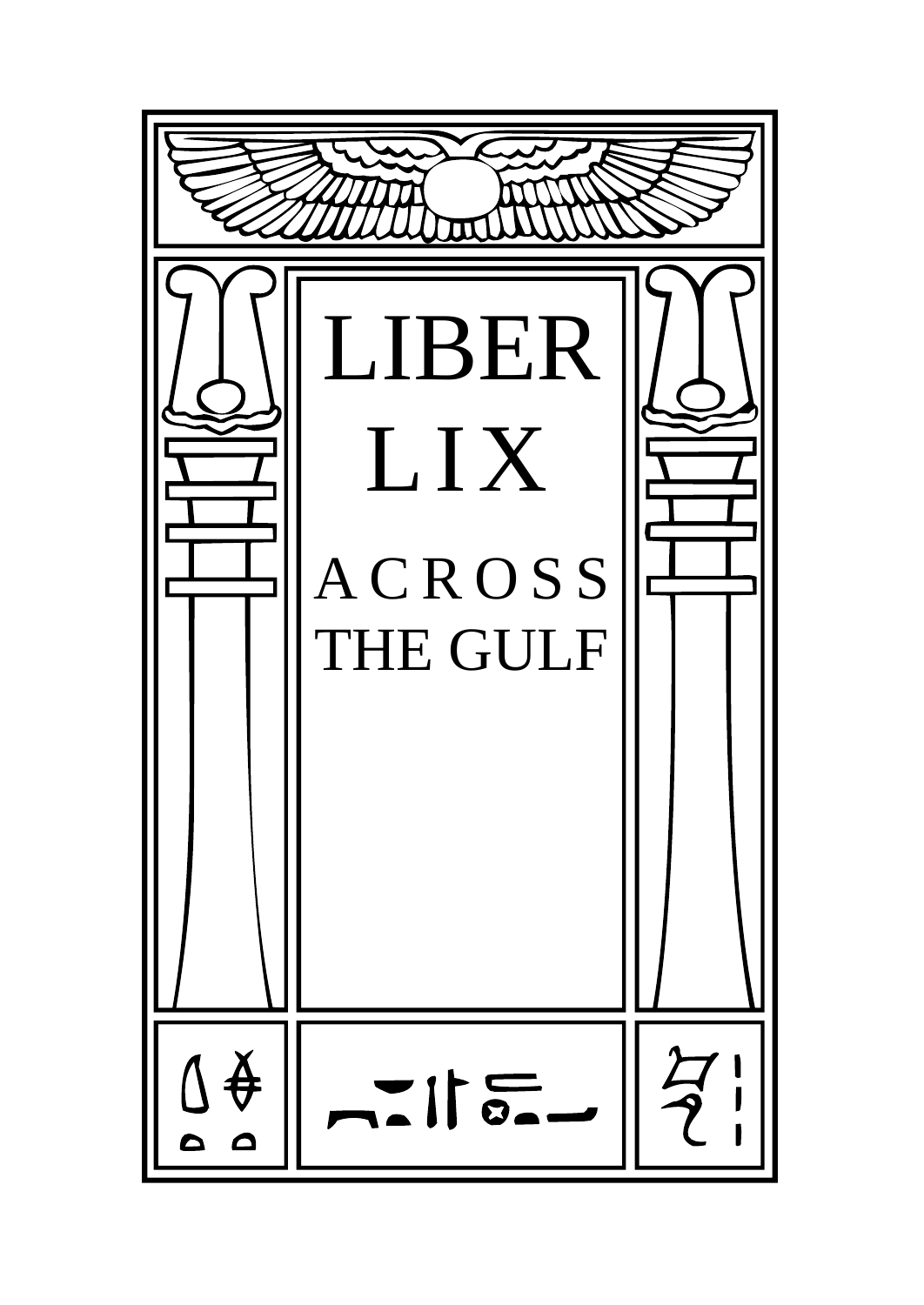# LIBER LIX

## ACROSS THE GULF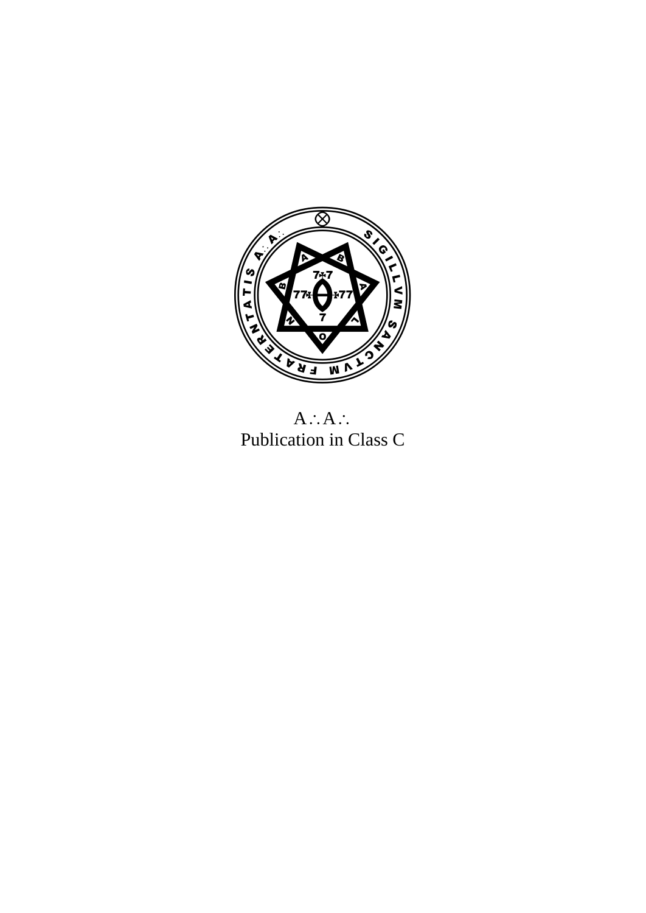A∴A∴
Publication in Class C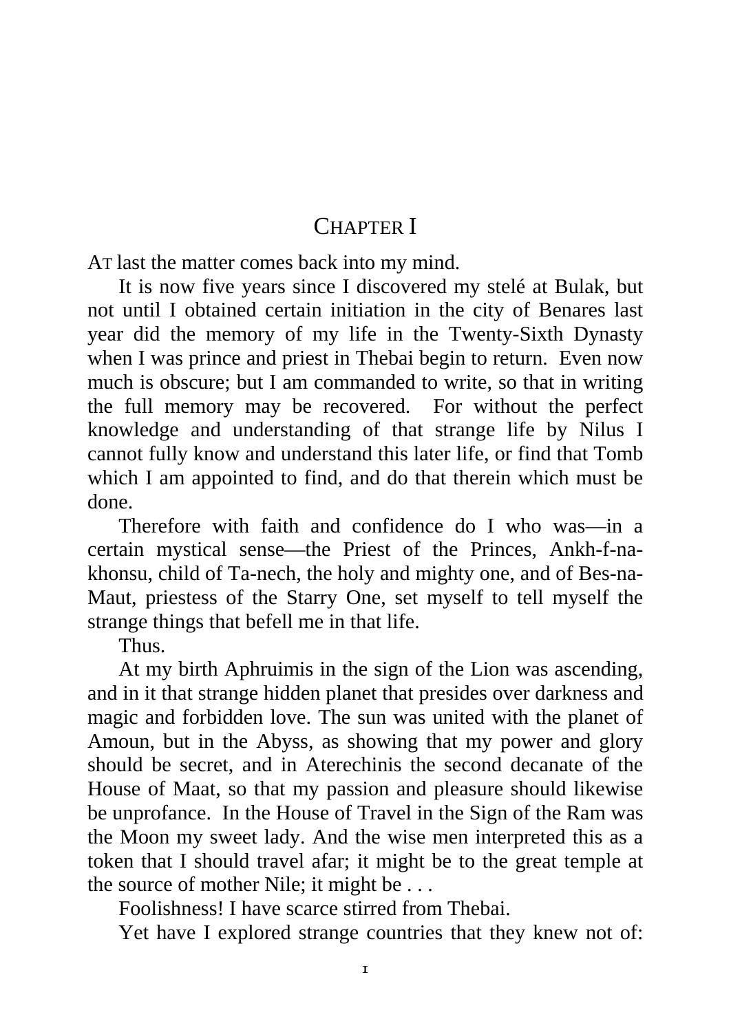# CHAPTER I

AT last the matter comes back into my mind.

It is now five years since I discovered my stelé at Bulak, but not until I obtained certain initiation in the city of Benares last year did the memory of my life in the Twenty-Sixth Dynasty when I was prince and priest in Thebai begin to return. Even now much is obscure; but I am commanded to write, so that in writing the full memory may be recovered. For without the perfect knowledge and understanding of that strange life by Nilus I cannot fully know and understand this later life, or find that Tomb which I am appointed to find, and do that therein which must be done.

Therefore with faith and confidence do I who was—in a certain mystical sense—the Priest of the Princes, Ankh-f-na-khonsu, child of Ta-nech, the holy and mighty one, and of Bes-na-Maut, priestess of the Starry One, set myself to tell myself the strange things that befell me in that life.

Thus.

At my birth Aphruimis in the sign of the Lion was ascending, and in it that strange hidden planet that presides over darkness and magic and forbidden love. The sun was united with the planet of Amoun, but in the Abyss, as showing that my power and glory should be secret, and in Aterechinis the second decanate of the House of Maat, so that my passion and pleasure should likewise be unprofance. In the House of Travel in the Sign of the Ram was the Moon my sweet lady. And the wise men interpreted this as a token that I should travel afar; it might be to the great temple at the source of mother Nile; it might be . . .

Foolishness! I have scarce stirred from Thebai.

Yet have I explored strange countries that they knew not of: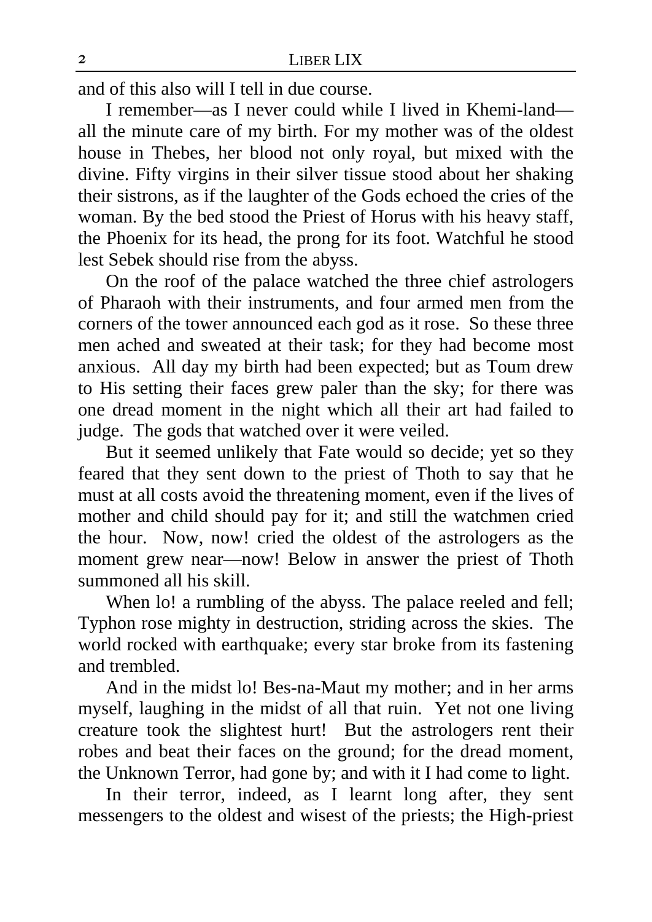and of this also will I tell in due course.

I remember—as I never could while I lived in Khemi-land—all the minute care of my birth. For my mother was of the oldest house in Thebes, her blood not only royal, but mixed with the divine. Fifty virgins in their silver tissue stood about her shaking their sistrons, as if the laughter of the Gods echoed the cries of the woman. By the bed stood the Priest of Horus with his heavy staff, the Phoenix for its head, the prong for its foot. Watchful he stood lest Sebek should rise from the abyss.

On the roof of the palace watched the three chief astrologers of Pharaoh with their instruments, and four armed men from the corners of the tower announced each god as it rose. So these three men ached and sweated at their task; for they had become most anxious. All day my birth had been expected; but as Toum drew to His setting their faces grew paler than the sky; for there was one dread moment in the night which all their art had failed to judge. The gods that watched over it were veiled.

But it seemed unlikely that Fate would so decide; yet so they feared that they sent down to the priest of Thoth to say that he must at all costs avoid the threatening moment, even if the lives of mother and child should pay for it; and still the watchmen cried the hour. Now, now! cried the oldest of the astrologers as the moment grew near—now! Below in answer the priest of Thoth summoned all his skill.

When lo! a rumbling of the abyss. The palace reeled and fell; Typhon rose mighty in destruction, striding across the skies. The world rocked with earthquake; every star broke from its fastening and trembled.

And in the midst lo! Bes-na-Maut my mother; and in her arms myself, laughing in the midst of all that ruin. Yet not one living creature took the slightest hurt! But the astrologers rent their robes and beat their faces on the ground; for the dread moment, the Unknown Terror, had gone by; and with it I had come to light.

In their terror, indeed, as I learnt long after, they sent messengers to the oldest and wisest of the priests; the High-priest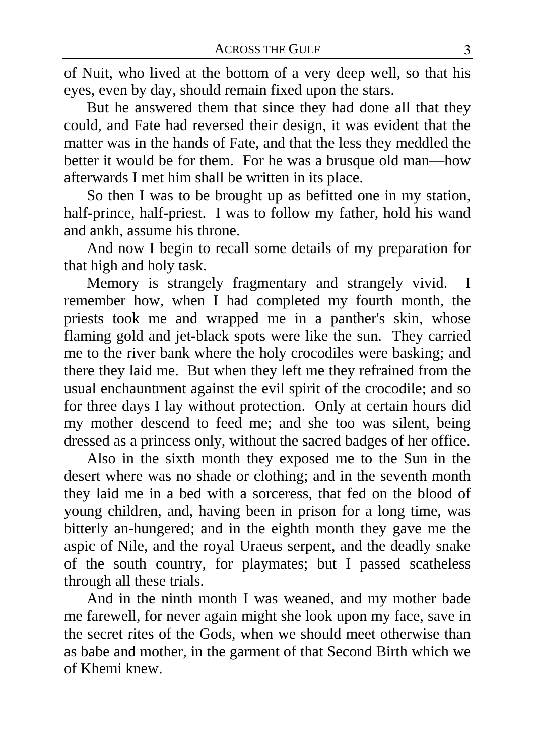of Nuit, who lived at the bottom of a very deep well, so that his eyes, even by day, should remain fixed upon the stars.

But he answered them that since they had done all that they could, and Fate had reversed their design, it was evident that the matter was in the hands of Fate, and that the less they meddled the better it would be for them. For he was a brusque old man—how afterwards I met him shall be written in its place.

So then I was to be brought up as befitted one in my station, half-prince, half-priest. I was to follow my father, hold his wand and ankh, assume his throne.

And now I begin to recall some details of my preparation for that high and holy task.

Memory is strangely fragmentary and strangely vivid. I remember how, when I had completed my fourth month, the priests took me and wrapped me in a panther's skin, whose flaming gold and jet-black spots were like the sun. They carried me to the river bank where the holy crocodiles were basking; and there they laid me. But when they left me they refrained from the usual enchauntment against the evil spirit of the crocodile; and so for three days I lay without protection. Only at certain hours did my mother descend to feed me; and she too was silent, being dressed as a princess only, without the sacred badges of her office.

Also in the sixth month they exposed me to the Sun in the desert where was no shade or clothing; and in the seventh month they laid me in a bed with a sorceress, that fed on the blood of young children, and, having been in prison for a long time, was bitterly an-hungered; and in the eighth month they gave me the aspic of Nile, and the royal Uraeus serpent, and the deadly snake of the south country, for playmates; but I passed scatheless through all these trials.

And in the ninth month I was weaned, and my mother bade me farewell, for never again might she look upon my face, save in the secret rites of the Gods, when we should meet otherwise than as babe and mother, in the garment of that Second Birth which we of Khemi knew.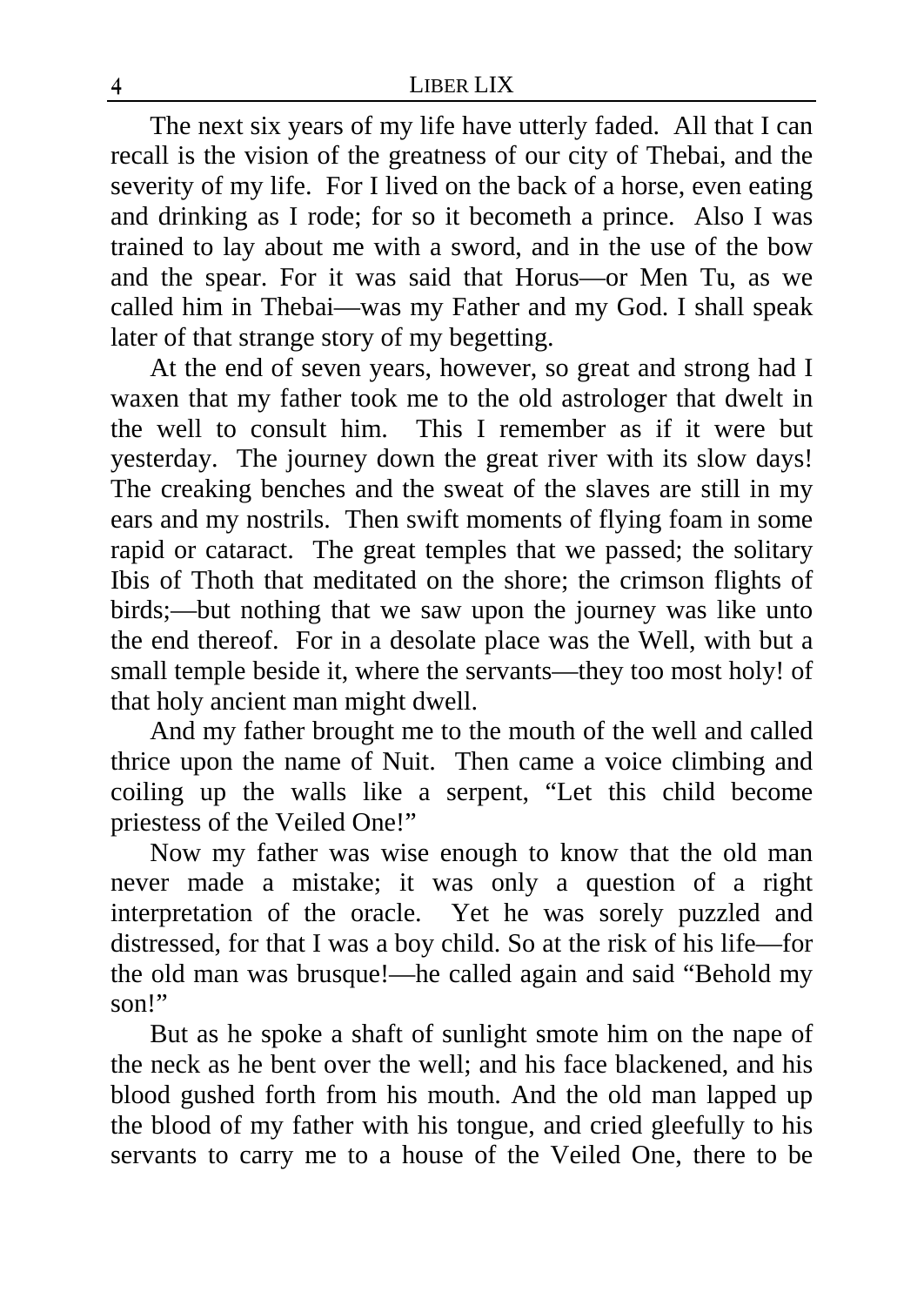The next six years of my life have utterly faded. All that I can recall is the vision of the greatness of our city of Thebai, and the severity of my life. For I lived on the back of a horse, even eating and drinking as I rode; for so it becometh a prince. Also I was trained to lay about me with a sword, and in the use of the bow and the spear. For it was said that Horus—or Men Tu, as we called him in Thebai—was my Father and my God. I shall speak later of that strange story of my begetting.

At the end of seven years, however, so great and strong had I waxen that my father took me to the old astrologer that dwelt in the well to consult him. This I remember as if it were but yesterday. The journey down the great river with its slow days! The creaking benches and the sweat of the slaves are still in my ears and my nostrils. Then swift moments of flying foam in some rapid or cataract. The great temples that we passed; the solitary Ibis of Thoth that meditated on the shore; the crimson flights of birds;—but nothing that we saw upon the journey was like unto the end thereof. For in a desolate place was the Well, with but a small temple beside it, where the servants—they too most holy! of that holy ancient man might dwell.

And my father brought me to the mouth of the well and called thrice upon the name of Nuit. Then came a voice climbing and coiling up the walls like a serpent, "Let this child become priestess of the Veiled One!"

Now my father was wise enough to know that the old man never made a mistake; it was only a question of a right interpretation of the oracle. Yet he was sorely puzzled and distressed, for that I was a boy child. So at the risk of his life—for the old man was brusque!—he called again and said "Behold my son!"

But as he spoke a shaft of sunlight smote him on the nape of the neck as he bent over the well; and his face blackened, and his blood gushed forth from his mouth. And the old man lapped up the blood of my father with his tongue, and cried gleefully to his servants to carry me to a house of the Veiled One, there to be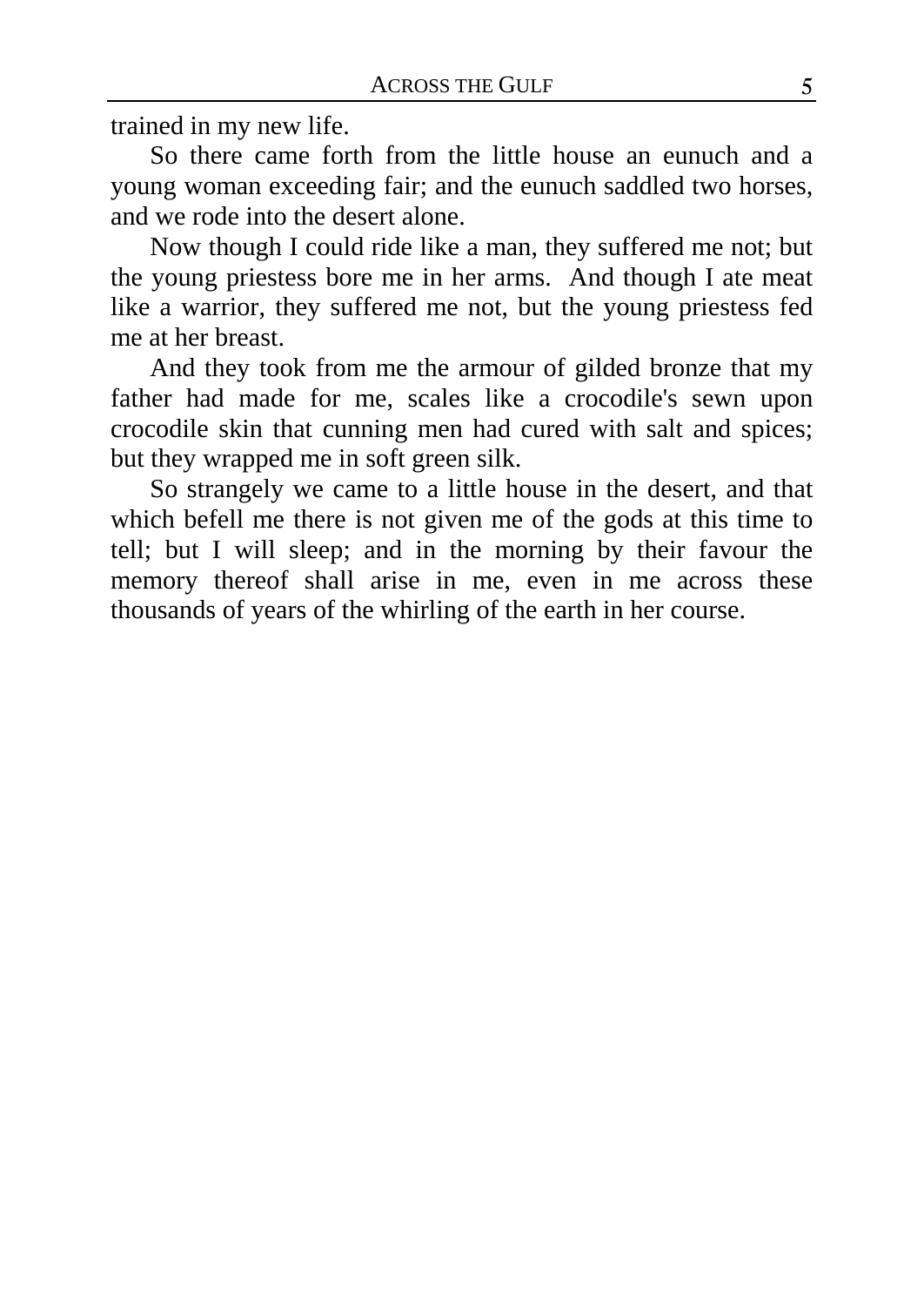trained in my new life.

So there came forth from the little house an eunuch and a young woman exceeding fair; and the eunuch saddled two horses, and we rode into the desert alone.

Now though I could ride like a man, they suffered me not; but the young priestess bore me in her arms. And though I ate meat like a warrior, they suffered me not, but the young priestess fed me at her breast.

And they took from me the armour of gilded bronze that my father had made for me, scales like a crocodile's sewn upon crocodile skin that cunning men had cured with salt and spices; but they wrapped me in soft green silk.

So strangely we came to a little house in the desert, and that which befell me there is not given me of the gods at this time to tell; but I will sleep; and in the morning by their favour the memory thereof shall arise in me, even in me across these thousands of years of the whirling of the earth in her course.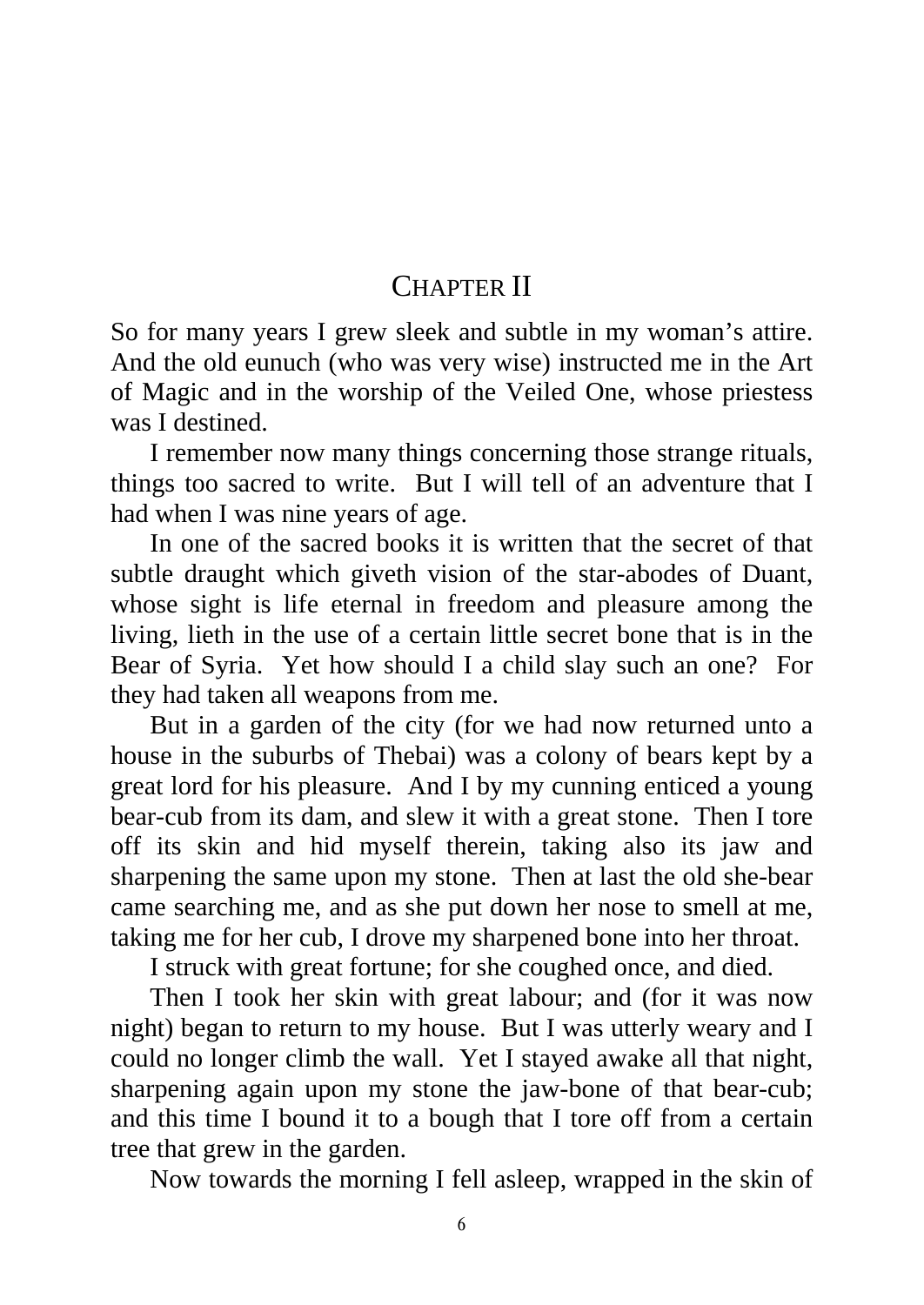# Chapter II

So for many years I grew sleek and subtle in my woman's attire. And the old eunuch (who was very wise) instructed me in the Art of Magic and in the worship of the Veiled One, whose priestess was I destined.

I remember now many things concerning those strange rituals, things too sacred to write. But I will tell of an adventure that I had when I was nine years of age.

In one of the sacred books it is written that the secret of that subtle draught which giveth vision of the star-abodes of Duant, whose sight is life eternal in freedom and pleasure among the living, lieth in the use of a certain little secret bone that is in the Bear of Syria. Yet how should I a child slay such an one? For they had taken all weapons from me.

But in a garden of the city (for we had now returned unto a house in the suburbs of Thebai) was a colony of bears kept by a great lord for his pleasure. And I by my cunning enticed a young bear-cub from its dam, and slew it with a great stone. Then I tore off its skin and hid myself therein, taking also its jaw and sharpening the same upon my stone. Then at last the old she-bear came searching me, and as she put down her nose to smell at me, taking me for her cub, I drove my sharpened bone into her throat.

I struck with great fortune; for she coughed once, and died.

Then I took her skin with great labour; and (for it was now night) began to return to my house. But I was utterly weary and I could no longer climb the wall. Yet I stayed awake all that night, sharpening again upon my stone the jaw-bone of that bear-cub; and this time I bound it to a bough that I tore off from a certain tree that grew in the garden.

Now towards the morning I fell asleep, wrapped in the skin of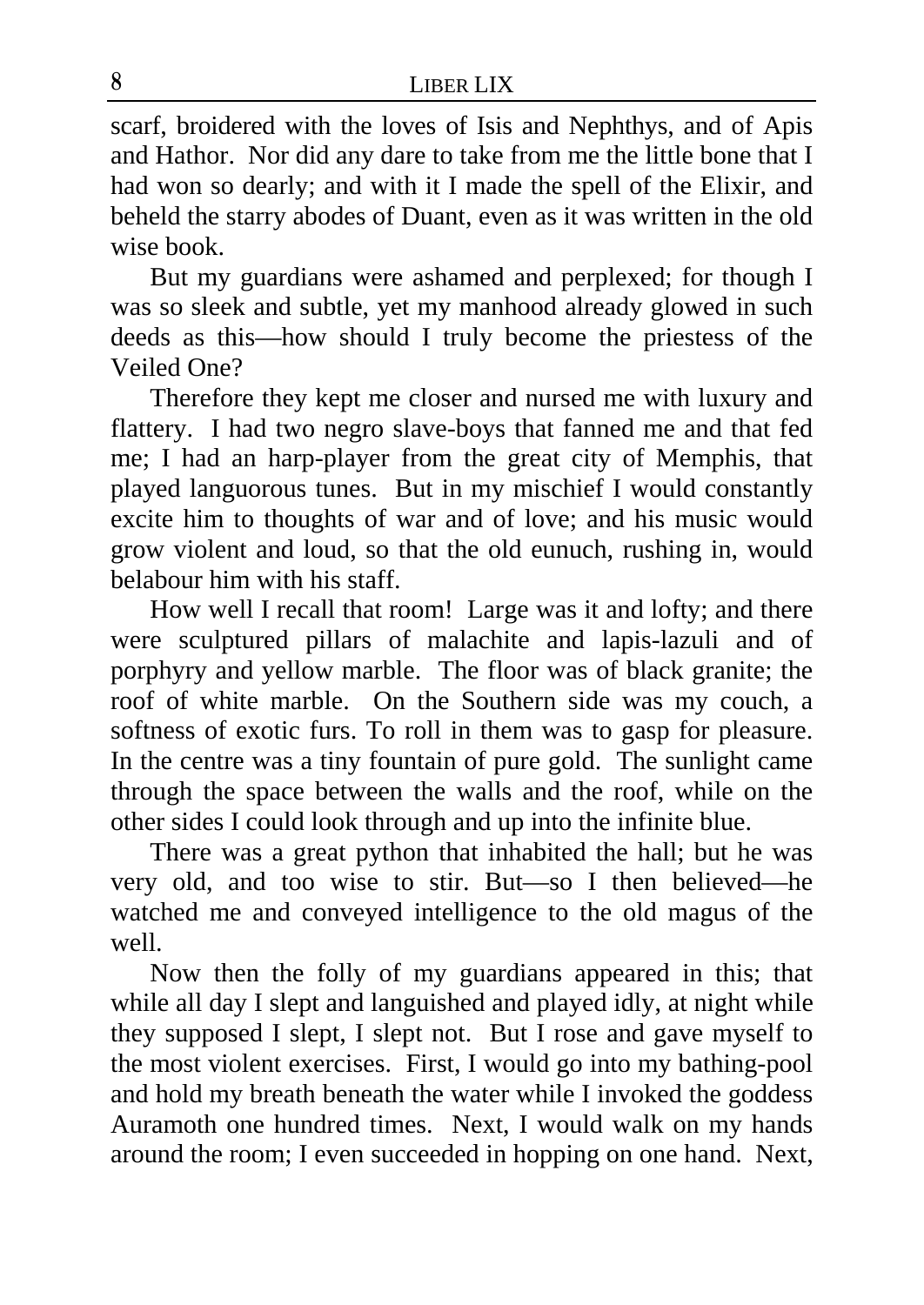scarf, broidered with the loves of Isis and Nephthys, and of Apis and Hathor. Nor did any dare to take from me the little bone that I had won so dearly; and with it I made the spell of the Elixir, and beheld the starry abodes of Duant, even as it was written in the old wise book.

But my guardians were ashamed and perplexed; for though I was so sleek and subtle, yet my manhood already glowed in such deeds as this—how should I truly become the priestess of the Veiled One?

Therefore they kept me closer and nursed me with luxury and flattery. I had two negro slave-boys that fanned me and that fed me; I had an harp-player from the great city of Memphis, that played languorous tunes. But in my mischief I would constantly excite him to thoughts of war and of love; and his music would grow violent and loud, so that the old eunuch, rushing in, would belabour him with his staff.

How well I recall that room! Large was it and lofty; and there were sculptured pillars of malachite and lapis-lazuli and of porphyry and yellow marble. The floor was of black granite; the roof of white marble. On the Southern side was my couch, a softness of exotic furs. To roll in them was to gasp for pleasure. In the centre was a tiny fountain of pure gold. The sunlight came through the space between the walls and the roof, while on the other sides I could look through and up into the infinite blue.

There was a great python that inhabited the hall; but he was very old, and too wise to stir. But—so I then believed—he watched me and conveyed intelligence to the old magus of the well.

Now then the folly of my guardians appeared in this; that while all day I slept and languished and played idly, at night while they supposed I slept, I slept not. But I rose and gave myself to the most violent exercises. First, I would go into my bathing-pool and hold my breath beneath the water while I invoked the goddess Auramoth one hundred times. Next, I would walk on my hands around the room; I even succeeded in hopping on one hand. Next,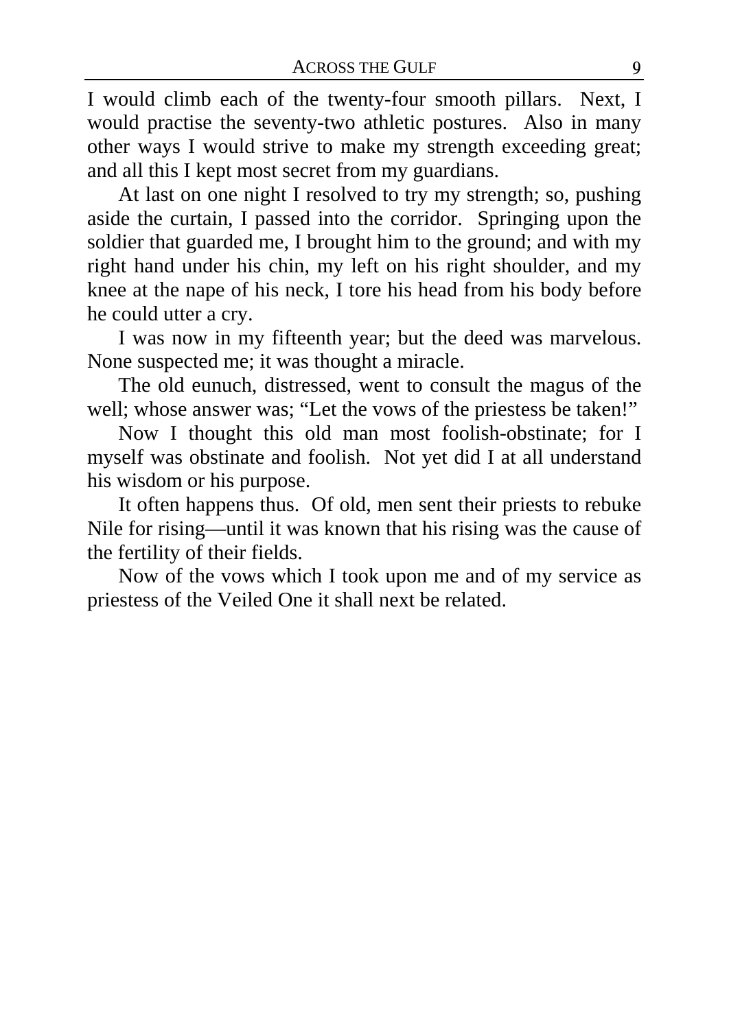I would climb each of the twenty-four smooth pillars. Next, I would practise the seventy-two athletic postures. Also in many other ways I would strive to make my strength exceeding great; and all this I kept most secret from my guardians.

At last on one night I resolved to try my strength; so, pushing aside the curtain, I passed into the corridor. Springing upon the soldier that guarded me, I brought him to the ground; and with my right hand under his chin, my left on his right shoulder, and my knee at the nape of his neck, I tore his head from his body before he could utter a cry.

I was now in my fifteenth year; but the deed was marvelous. None suspected me; it was thought a miracle.

The old eunuch, distressed, went to consult the magus of the well; whose answer was; "Let the vows of the priestess be taken!"

Now I thought this old man most foolish-obstinate; for I myself was obstinate and foolish. Not yet did I at all understand his wisdom or his purpose.

It often happens thus. Of old, men sent their priests to rebuke Nile for rising—until it was known that his rising was the cause of the fertility of their fields.

Now of the vows which I took upon me and of my service as priestess of the Veiled One it shall next be related.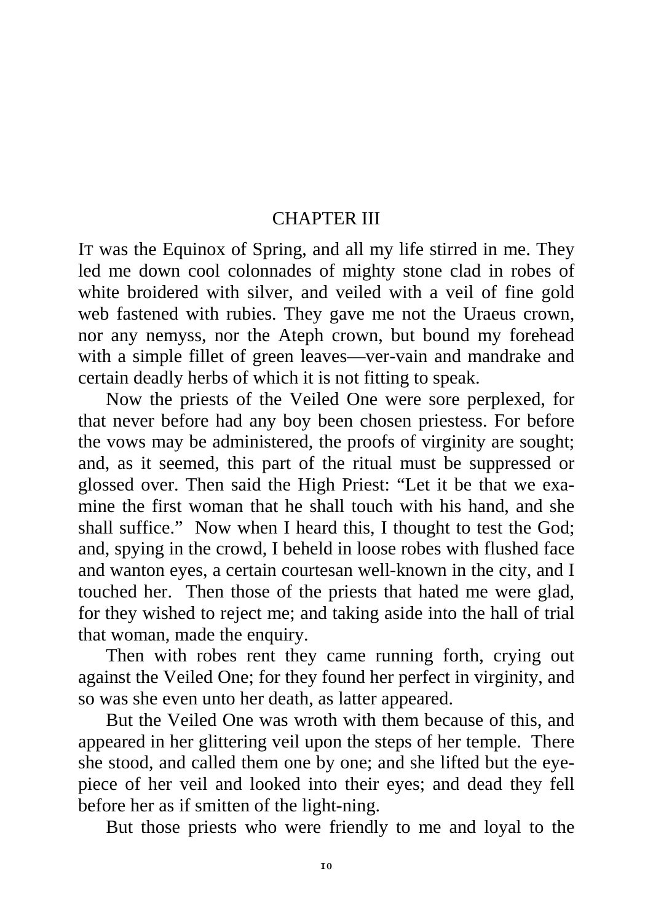## CHAPTER III

IT was the Equinox of Spring, and all my life stirred in me. They led me down cool colonnades of mighty stone clad in robes of white broidered with silver, and veiled with a veil of fine gold web fastened with rubies. They gave me not the Uraeus crown, nor any nemyss, nor the Ateph crown, but bound my forehead with a simple fillet of green leaves—ver-vain and mandrake and certain deadly herbs of which it is not fitting to speak.

Now the priests of the Veiled One were sore perplexed, for that never before had any boy been chosen priestess. For before the vows may be administered, the proofs of virginity are sought; and, as it seemed, this part of the ritual must be suppressed or glossed over. Then said the High Priest: "Let it be that we examine the first woman that he shall touch with his hand, and she shall suffice." Now when I heard this, I thought to test the God; and, spying in the crowd, I beheld in loose robes with flushed face and wanton eyes, a certain courtesan well-known in the city, and I touched her. Then those of the priests that hated me were glad, for they wished to reject me; and taking aside into the hall of trial that woman, made the enquiry.

Then with robes rent they came running forth, crying out against the Veiled One; for they found her perfect in virginity, and so was she even unto her death, as latter appeared.

But the Veiled One was wroth with them because of this, and appeared in her glittering veil upon the steps of her temple. There she stood, and called them one by one; and she lifted but the eye-piece of her veil and looked into their eyes; and dead they fell before her as if smitten of the light-ning.

But those priests who were friendly to me and loyal to the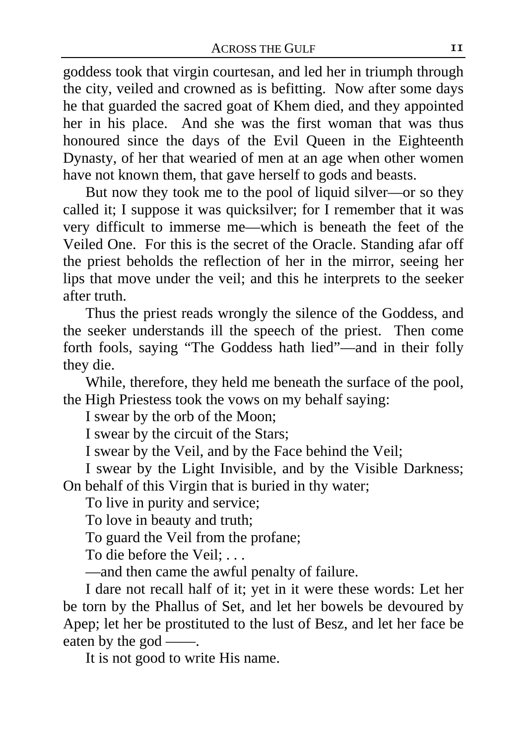goddess took that virgin courtesan, and led her in triumph through the city, veiled and crowned as is befitting. Now after some days he that guarded the sacred goat of Khem died, and they appointed her in his place. And she was the first woman that was thus honoured since the days of the Evil Queen in the Eighteenth Dynasty, of her that wearied of men at an age when other women have not known them, that gave herself to gods and beasts.

But now they took me to the pool of liquid silver—or so they called it; I suppose it was quicksilver; for I remember that it was very difficult to immerse me—which is beneath the feet of the Veiled One. For this is the secret of the Oracle. Standing afar off the priest beholds the reflection of her in the mirror, seeing her lips that move under the veil; and this he interprets to the seeker after truth.

Thus the priest reads wrongly the silence of the Goddess, and the seeker understands ill the speech of the priest. Then come forth fools, saying "The Goddess hath lied"—and in their folly they die.

While, therefore, they held me beneath the surface of the pool, the High Priestess took the vows on my behalf saying:

I swear by the orb of the Moon;

I swear by the circuit of the Stars;

I swear by the Veil, and by the Face behind the Veil;

I swear by the Light Invisible, and by the Visible Darkness; On behalf of this Virgin that is buried in thy water;

To live in purity and service;

To love in beauty and truth;

To guard the Veil from the profane;

To die before the Veil; . . .

—and then came the awful penalty of failure.

I dare not recall half of it; yet in it were these words: Let her be torn by the Phallus of Set, and let her bowels be devoured by Apep; let her be prostituted to the lust of Besz, and let her face be eaten by the god ——.

It is not good to write His name.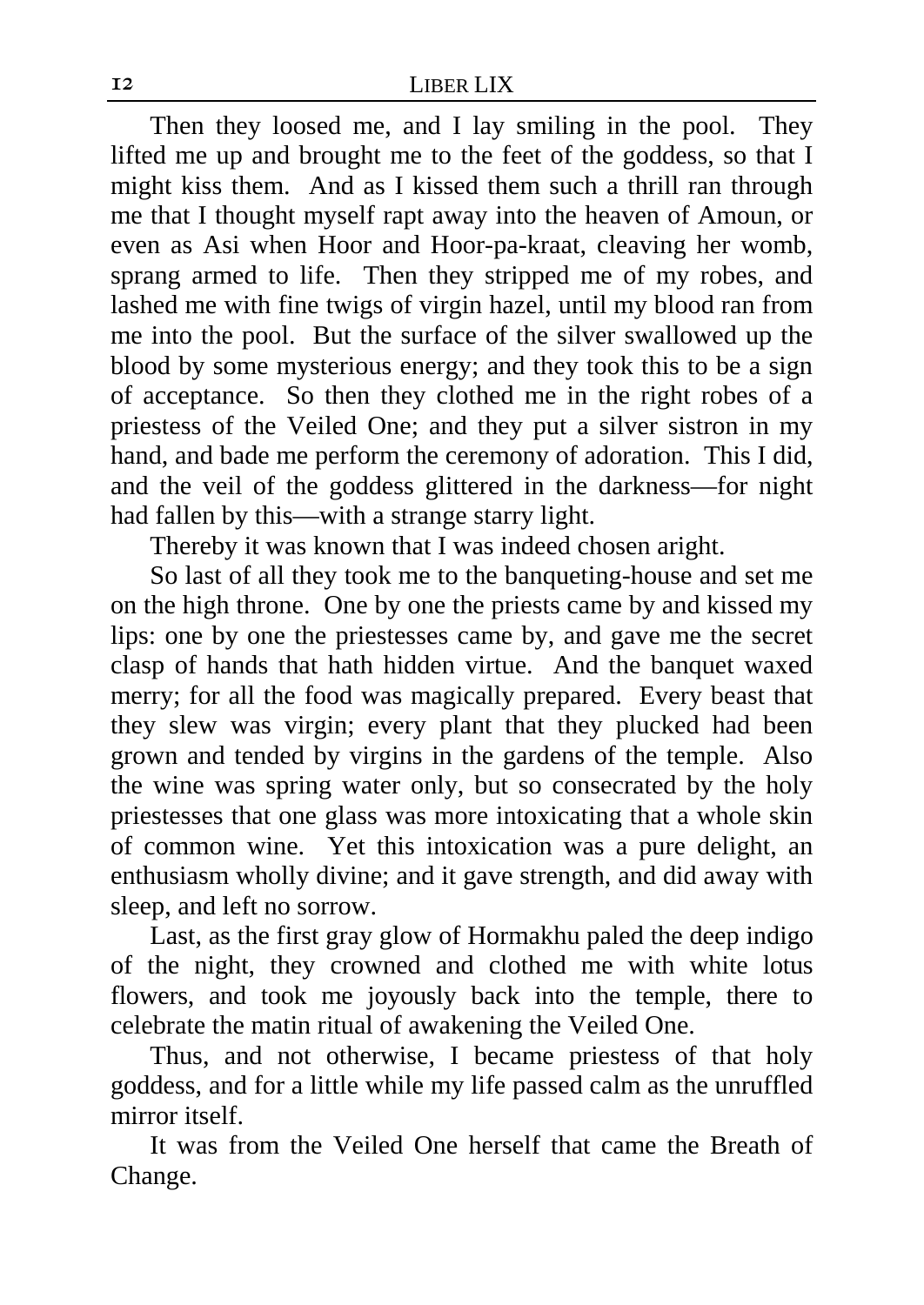Then they loosed me, and I lay smiling in the pool. They lifted me up and brought me to the feet of the goddess, so that I might kiss them. And as I kissed them such a thrill ran through me that I thought myself rapt away into the heaven of Amoun, or even as Asi when Hoor and Hoor-pa-kraat, cleaving her womb, sprang armed to life. Then they stripped me of my robes, and lashed me with fine twigs of virgin hazel, until my blood ran from me into the pool. But the surface of the silver swallowed up the blood by some mysterious energy; and they took this to be a sign of acceptance. So then they clothed me in the right robes of a priestess of the Veiled One; and they put a silver sistron in my hand, and bade me perform the ceremony of adoration. This I did, and the veil of the goddess glittered in the darkness—for night had fallen by this—with a strange starry light.

Thereby it was known that I was indeed chosen aright.

So last of all they took me to the banqueting-house and set me on the high throne. One by one the priests came by and kissed my lips: one by one the priestesses came by, and gave me the secret clasp of hands that hath hidden virtue. And the banquet waxed merry; for all the food was magically prepared. Every beast that they slew was virgin; every plant that they plucked had been grown and tended by virgins in the gardens of the temple. Also the wine was spring water only, but so consecrated by the holy priestesses that one glass was more intoxicating that a whole skin of common wine. Yet this intoxication was a pure delight, an enthusiasm wholly divine; and it gave strength, and did away with sleep, and left no sorrow.

Last, as the first gray glow of Hormakhu paled the deep indigo of the night, they crowned and clothed me with white lotus flowers, and took me joyously back into the temple, there to celebrate the matin ritual of awakening the Veiled One.

Thus, and not otherwise, I became priestess of that holy goddess, and for a little while my life passed calm as the unruffled mirror itself.

It was from the Veiled One herself that came the Breath of Change.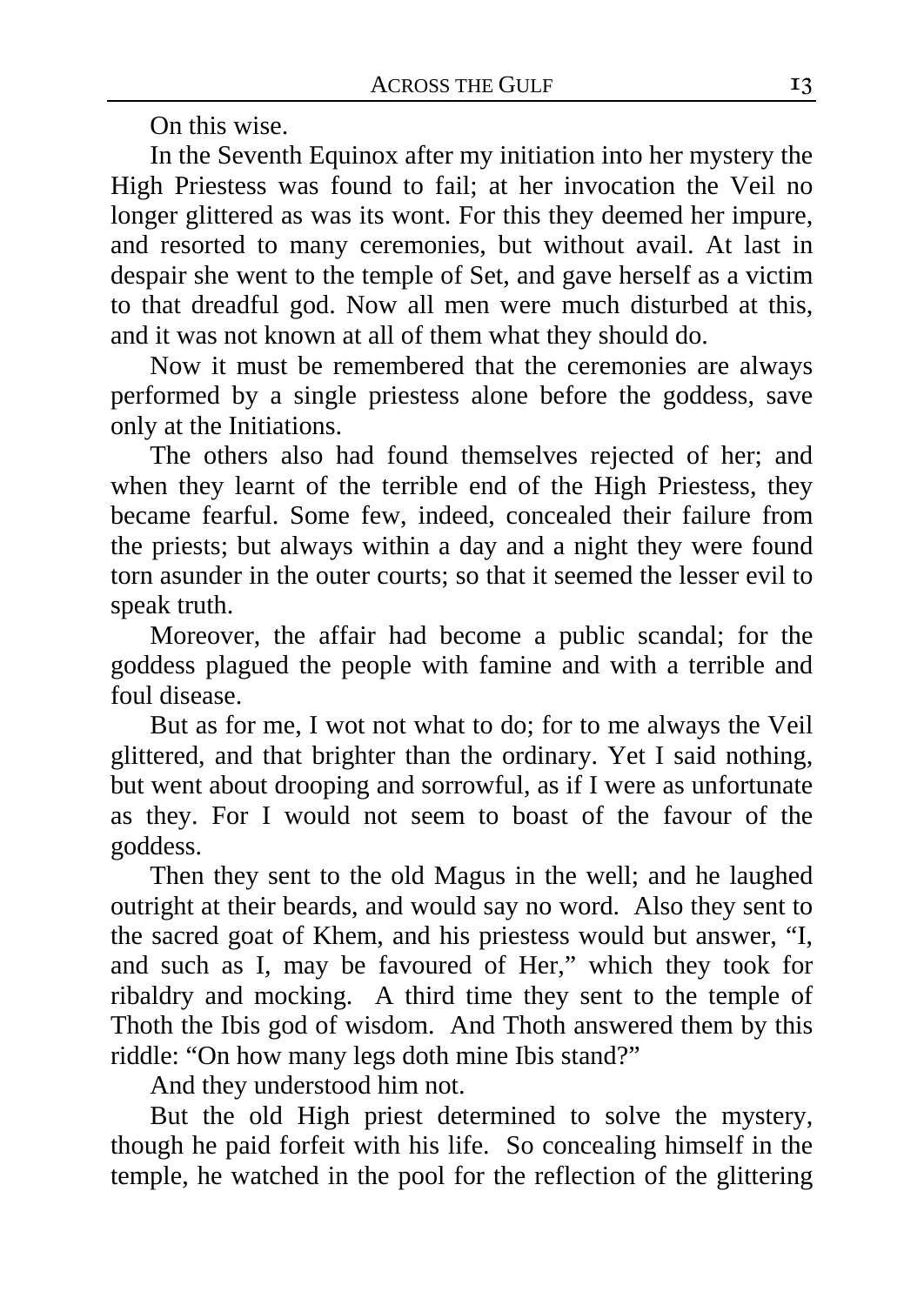On this wise.

In the Seventh Equinox after my initiation into her mystery the High Priestess was found to fail; at her invocation the Veil no longer glittered as was its wont. For this they deemed her impure, and resorted to many ceremonies, but without avail. At last in despair she went to the temple of Set, and gave herself as a victim to that dreadful god. Now all men were much disturbed at this, and it was not known at all of them what they should do.

Now it must be remembered that the ceremonies are always performed by a single priestess alone before the goddess, save only at the Initiations.

The others also had found themselves rejected of her; and when they learnt of the terrible end of the High Priestess, they became fearful. Some few, indeed, concealed their failure from the priests; but always within a day and a night they were found torn asunder in the outer courts; so that it seemed the lesser evil to speak truth.

Moreover, the affair had become a public scandal; for the goddess plagued the people with famine and with a terrible and foul disease.

But as for me, I wot not what to do; for to me always the Veil glittered, and that brighter than the ordinary. Yet I said nothing, but went about drooping and sorrowful, as if I were as unfortunate as they. For I would not seem to boast of the favour of the goddess.

Then they sent to the old Magus in the well; and he laughed outright at their beards, and would say no word. Also they sent to the sacred goat of Khem, and his priestess would but answer, "I, and such as I, may be favoured of Her," which they took for ribaldry and mocking. A third time they sent to the temple of Thoth the Ibis god of wisdom. And Thoth answered them by this riddle: "On how many legs doth mine Ibis stand?"

And they understood him not.

But the old High priest determined to solve the mystery, though he paid forfeit with his life. So concealing himself in the temple, he watched in the pool for the reflection of the glittering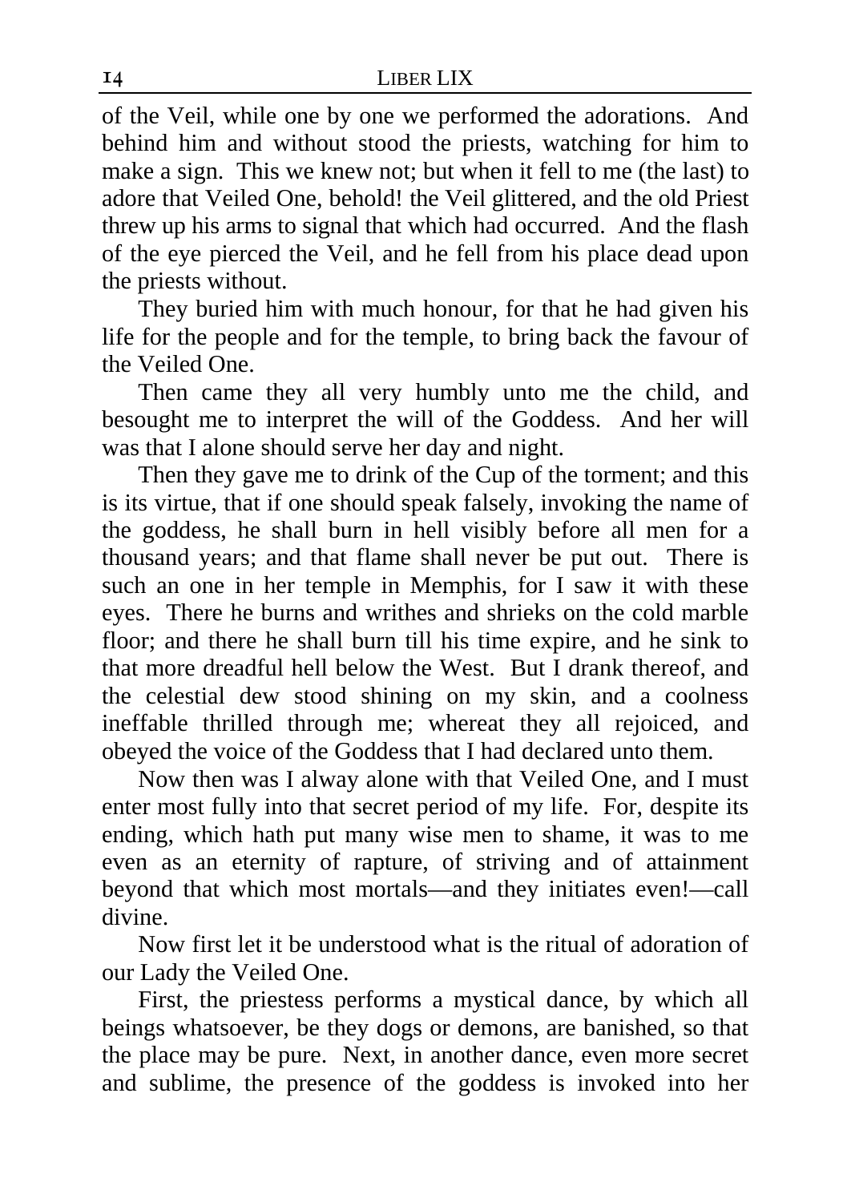of the Veil, while one by one we performed the adorations. And behind him and without stood the priests, watching for him to make a sign. This we knew not; but when it fell to me (the last) to adore that Veiled One, behold! the Veil glittered, and the old Priest threw up his arms to signal that which had occurred. And the flash of the eye pierced the Veil, and he fell from his place dead upon the priests without.

They buried him with much honour, for that he had given his life for the people and for the temple, to bring back the favour of the Veiled One.

Then came they all very humbly unto me the child, and besought me to interpret the will of the Goddess. And her will was that I alone should serve her day and night.

Then they gave me to drink of the Cup of the torment; and this is its virtue, that if one should speak falsely, invoking the name of the goddess, he shall burn in hell visibly before all men for a thousand years; and that flame shall never be put out. There is such an one in her temple in Memphis, for I saw it with these eyes. There he burns and writhes and shrieks on the cold marble floor; and there he shall burn till his time expire, and he sink to that more dreadful hell below the West. But I drank thereof, and the celestial dew stood shining on my skin, and a coolness ineffable thrilled through me; whereat they all rejoiced, and obeyed the voice of the Goddess that I had declared unto them.

Now then was I alway alone with that Veiled One, and I must enter most fully into that secret period of my life. For, despite its ending, which hath put many wise men to shame, it was to me even as an eternity of rapture, of striving and of attainment beyond that which most mortals—and they initiates even!—call divine.

Now first let it be understood what is the ritual of adoration of our Lady the Veiled One.

First, the priestess performs a mystical dance, by which all beings whatsoever, be they dogs or demons, are banished, so that the place may be pure. Next, in another dance, even more secret and sublime, the presence of the goddess is invoked into her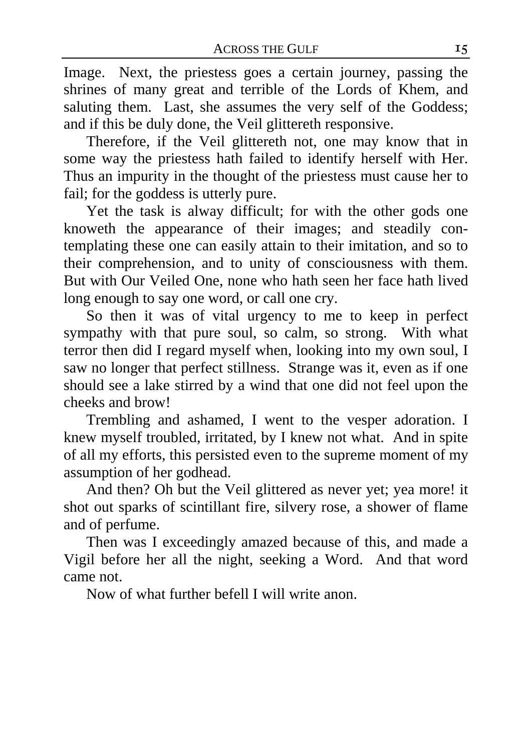Image. Next, the priestess goes a certain journey, passing the shrines of many great and terrible of the Lords of Khem, and saluting them. Last, she assumes the very self of the Goddess; and if this be duly done, the Veil glittereth responsive.

Therefore, if the Veil glittereth not, one may know that in some way the priestess hath failed to identify herself with Her. Thus an impurity in the thought of the priestess must cause her to fail; for the goddess is utterly pure.

Yet the task is alway difficult; for with the other gods one knoweth the appearance of their images; and steadily contemplating these one can easily attain to their imitation, and so to their comprehension, and to unity of consciousness with them. But with Our Veiled One, none who hath seen her face hath lived long enough to say one word, or call one cry.

So then it was of vital urgency to me to keep in perfect sympathy with that pure soul, so calm, so strong. With what terror then did I regard myself when, looking into my own soul, I saw no longer that perfect stillness. Strange was it, even as if one should see a lake stirred by a wind that one did not feel upon the cheeks and brow!

Trembling and ashamed, I went to the vesper adoration. I knew myself troubled, irritated, by I knew not what. And in spite of all my efforts, this persisted even to the supreme moment of my assumption of her godhead.

And then? Oh but the Veil glittered as never yet; yea more! it shot out sparks of scintillant fire, silvery rose, a shower of flame and of perfume.

Then was I exceedingly amazed because of this, and made a Vigil before her all the night, seeking a Word. And that word came not.

Now of what further befell I will write anon.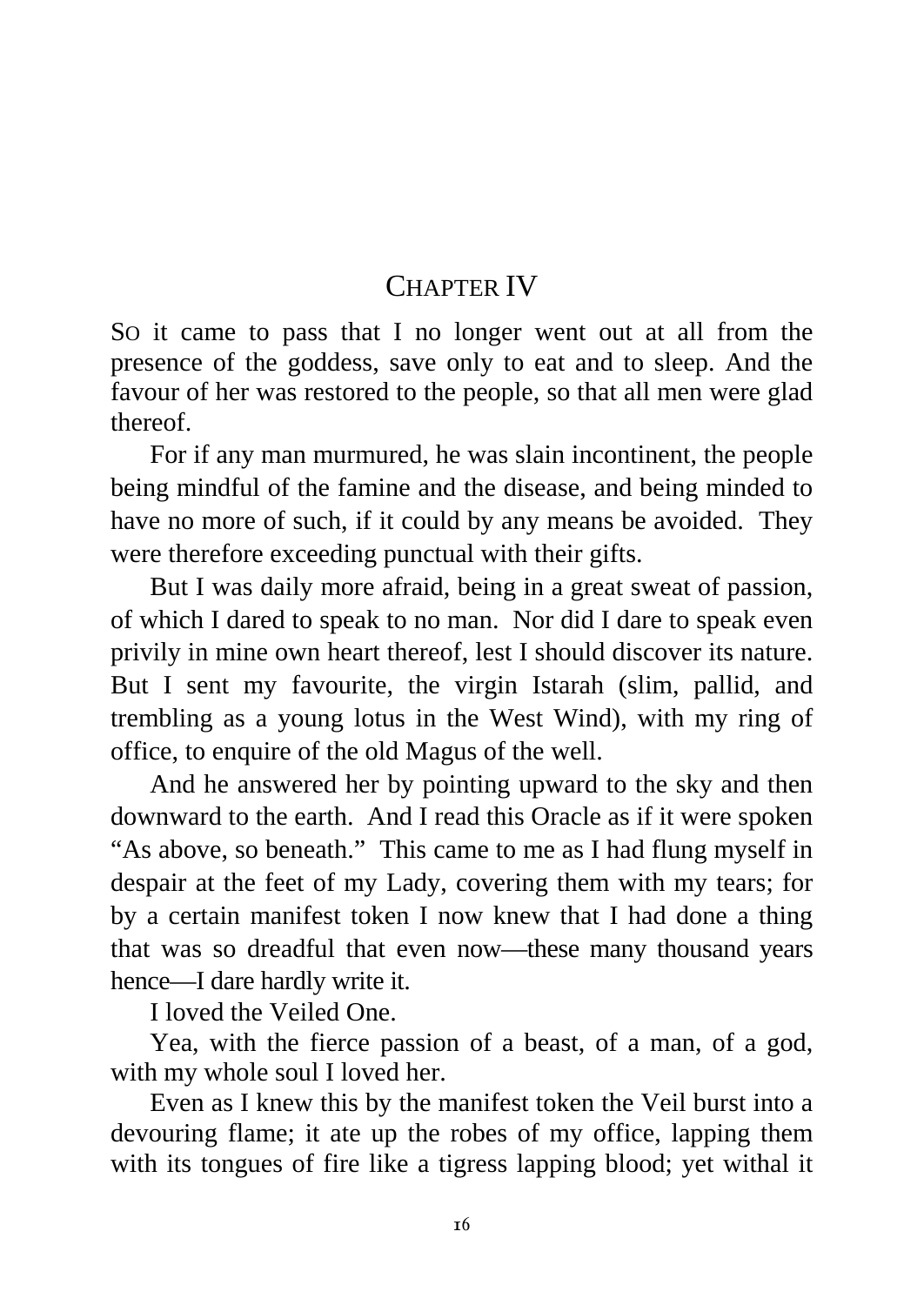## CHAPTER IV

SO it came to pass that I no longer went out at all from the presence of the goddess, save only to eat and to sleep. And the favour of her was restored to the people, so that all men were glad thereof.

For if any man murmured, he was slain incontinent, the people being mindful of the famine and the disease, and being minded to have no more of such, if it could by any means be avoided. They were therefore exceeding punctual with their gifts.

But I was daily more afraid, being in a great sweat of passion, of which I dared to speak to no man. Nor did I dare to speak even privily in mine own heart thereof, lest I should discover its nature. But I sent my favourite, the virgin Istarah (slim, pallid, and trembling as a young lotus in the West Wind), with my ring of office, to enquire of the old Magus of the well.

And he answered her by pointing upward to the sky and then downward to the earth. And I read this Oracle as if it were spoken "As above, so beneath." This came to me as I had flung myself in despair at the feet of my Lady, covering them with my tears; for by a certain manifest token I now knew that I had done a thing that was so dreadful that even now—these many thousand years hence—I dare hardly write it.

I loved the Veiled One.

Yea, with the fierce passion of a beast, of a man, of a god, with my whole soul I loved her.

Even as I knew this by the manifest token the Veil burst into a devouring flame; it ate up the robes of my office, lapping them with its tongues of fire like a tigress lapping blood; yet withal it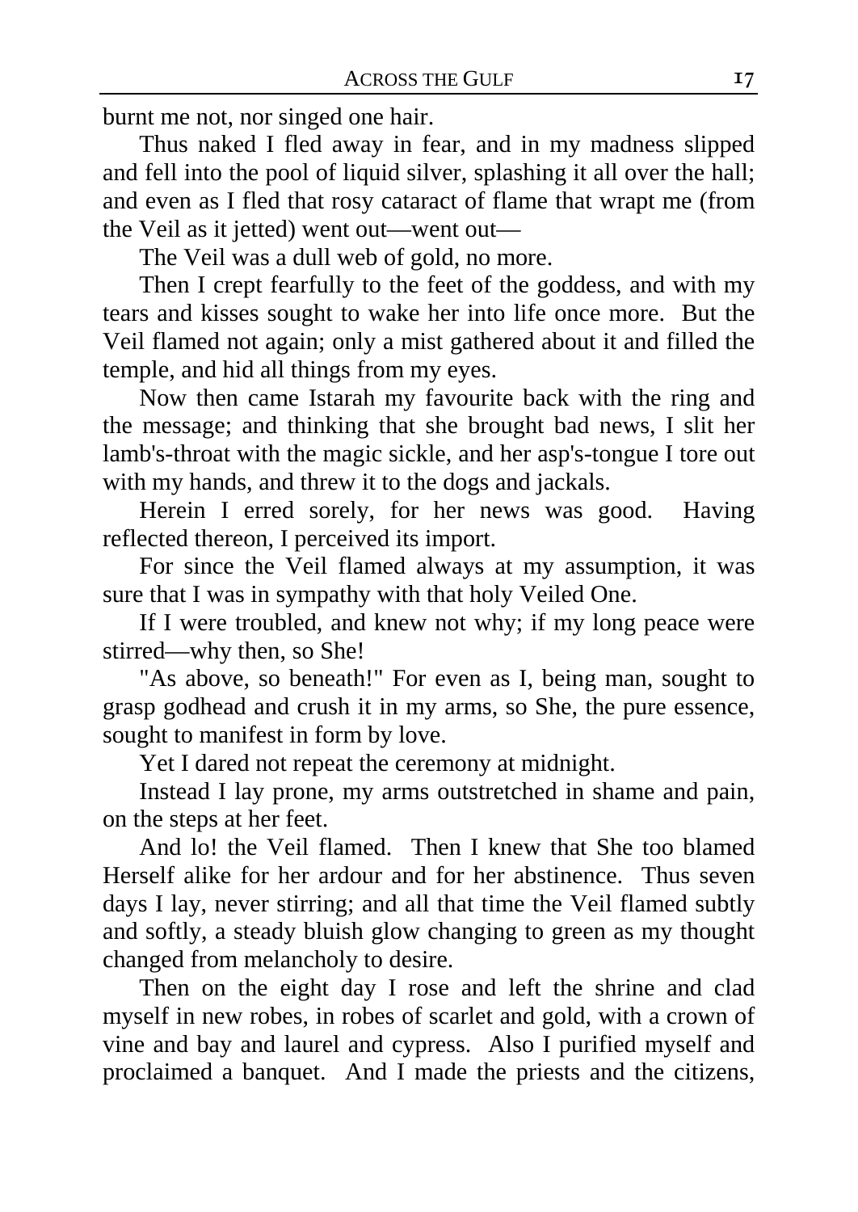burnt me not, nor singed one hair.

Thus naked I fled away in fear, and in my madness slipped and fell into the pool of liquid silver, splashing it all over the hall; and even as I fled that rosy cataract of flame that wrapt me (from the Veil as it jetted) went out—went out—

The Veil was a dull web of gold, no more.

Then I crept fearfully to the feet of the goddess, and with my tears and kisses sought to wake her into life once more. But the Veil flamed not again; only a mist gathered about it and filled the temple, and hid all things from my eyes.

Now then came Istarah my favourite back with the ring and the message; and thinking that she brought bad news, I slit her lamb's-throat with the magic sickle, and her asp's-tongue I tore out with my hands, and threw it to the dogs and jackals.

Herein I erred sorely, for her news was good. Having reflected thereon, I perceived its import.

For since the Veil flamed always at my assumption, it was sure that I was in sympathy with that holy Veiled One.

If I were troubled, and knew not why; if my long peace were stirred—why then, so She!

"As above, so beneath!" For even as I, being man, sought to grasp godhead and crush it in my arms, so She, the pure essence, sought to manifest in form by love.

Yet I dared not repeat the ceremony at midnight.

Instead I lay prone, my arms outstretched in shame and pain, on the steps at her feet.

And lo! the Veil flamed. Then I knew that She too blamed Herself alike for her ardour and for her abstinence. Thus seven days I lay, never stirring; and all that time the Veil flamed subtly and softly, a steady bluish glow changing to green as my thought changed from melancholy to desire.

Then on the eight day I rose and left the shrine and clad myself in new robes, in robes of scarlet and gold, with a crown of vine and bay and laurel and cypress. Also I purified myself and proclaimed a banquet. And I made the priests and the citizens,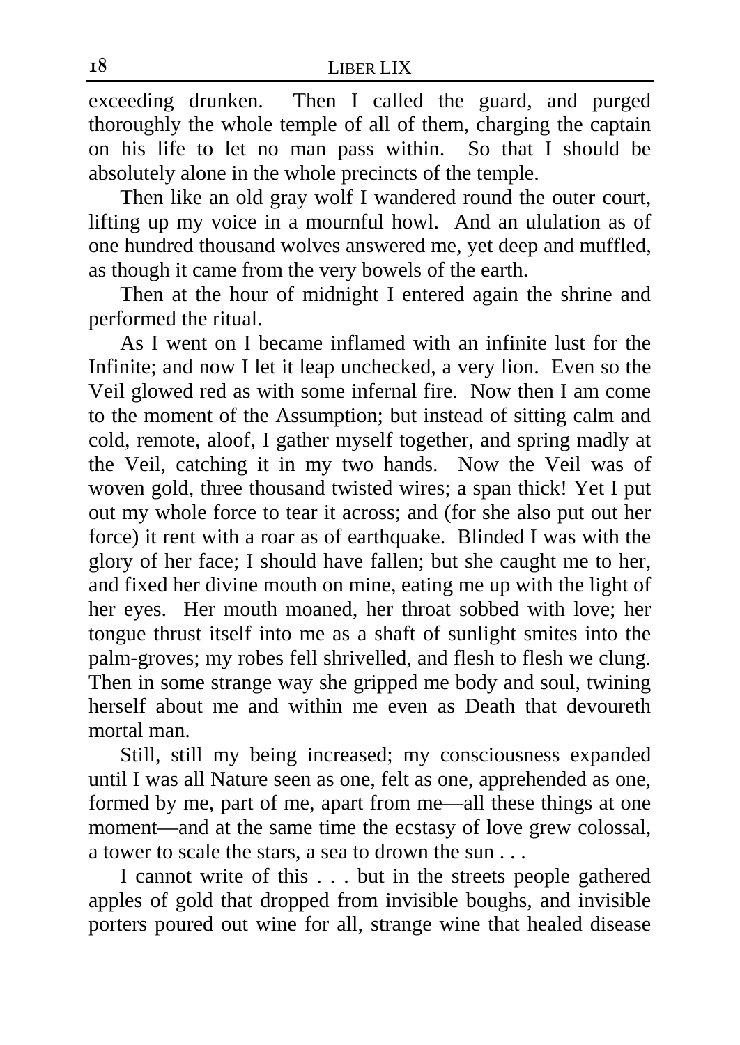exceeding drunken. Then I called the guard, and purged thoroughly the whole temple of all of them, charging the captain on his life to let no man pass within. So that I should be absolutely alone in the whole precincts of the temple.

Then like an old gray wolf I wandered round the outer court, lifting up my voice in a mournful howl. And an ululation as of one hundred thousand wolves answered me, yet deep and muffled, as though it came from the very bowels of the earth.

Then at the hour of midnight I entered again the shrine and performed the ritual.

As I went on I became inflamed with an infinite lust for the Infinite; and now I let it leap unchecked, a very lion. Even so the Veil glowed red as with some infernal fire. Now then I am come to the moment of the Assumption; but instead of sitting calm and cold, remote, aloof, I gather myself together, and spring madly at the Veil, catching it in my two hands. Now the Veil was of woven gold, three thousand twisted wires; a span thick! Yet I put out my whole force to tear it across; and (for she also put out her force) it rent with a roar as of earthquake. Blinded I was with the glory of her face; I should have fallen; but she caught me to her, and fixed her divine mouth on mine, eating me up with the light of her eyes. Her mouth moaned, her throat sobbed with love; her tongue thrust itself into me as a shaft of sunlight smites into the palm-groves; my robes fell shrivelled, and flesh to flesh we clung. Then in some strange way she gripped me body and soul, twining herself about me and within me even as Death that devoureth mortal man.

Still, still my being increased; my consciousness expanded until I was all Nature seen as one, felt as one, apprehended as one, formed by me, part of me, apart from me—all these things at one moment—and at the same time the ecstasy of love grew colossal, a tower to scale the stars, a sea to drown the sun . . .

I cannot write of this . . . but in the streets people gathered apples of gold that dropped from invisible boughs, and invisible porters poured out wine for all, strange wine that healed disease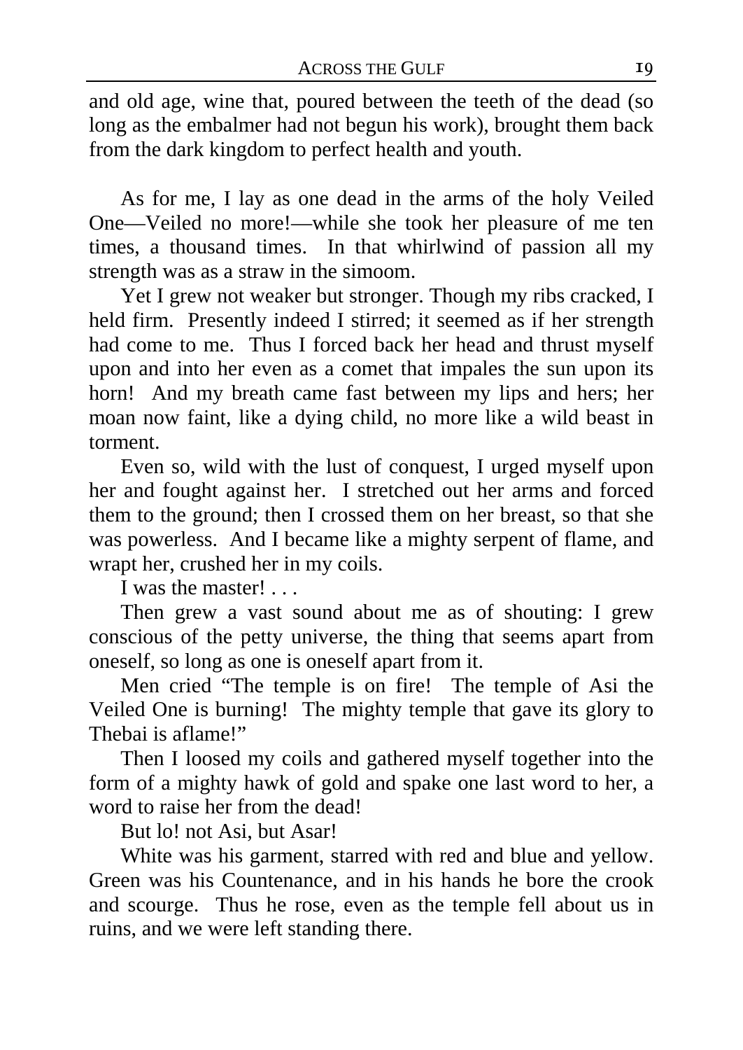and old age, wine that, poured between the teeth of the dead (so long as the embalmer had not begun his work), brought them back from the dark kingdom to perfect health and youth.

As for me, I lay as one dead in the arms of the holy Veiled One—Veiled no more!—while she took her pleasure of me ten times, a thousand times. In that whirlwind of passion all my strength was as a straw in the simoom.

Yet I grew not weaker but stronger. Though my ribs cracked, I held firm. Presently indeed I stirred; it seemed as if her strength had come to me. Thus I forced back her head and thrust myself upon and into her even as a comet that impales the sun upon its horn! And my breath came fast between my lips and hers; her moan now faint, like a dying child, no more like a wild beast in torment.

Even so, wild with the lust of conquest, I urged myself upon her and fought against her. I stretched out her arms and forced them to the ground; then I crossed them on her breast, so that she was powerless. And I became like a mighty serpent of flame, and wrapt her, crushed her in my coils.

I was the master! . . .

Then grew a vast sound about me as of shouting: I grew conscious of the petty universe, the thing that seems apart from oneself, so long as one is oneself apart from it.

Men cried "The temple is on fire! The temple of Asi the Veiled One is burning! The mighty temple that gave its glory to Thebai is aflame!"

Then I loosed my coils and gathered myself together into the form of a mighty hawk of gold and spake one last word to her, a word to raise her from the dead!

But lo! not Asi, but Asar!

White was his garment, starred with red and blue and yellow. Green was his Countenance, and in his hands he bore the crook and scourge. Thus he rose, even as the temple fell about us in ruins, and we were left standing there.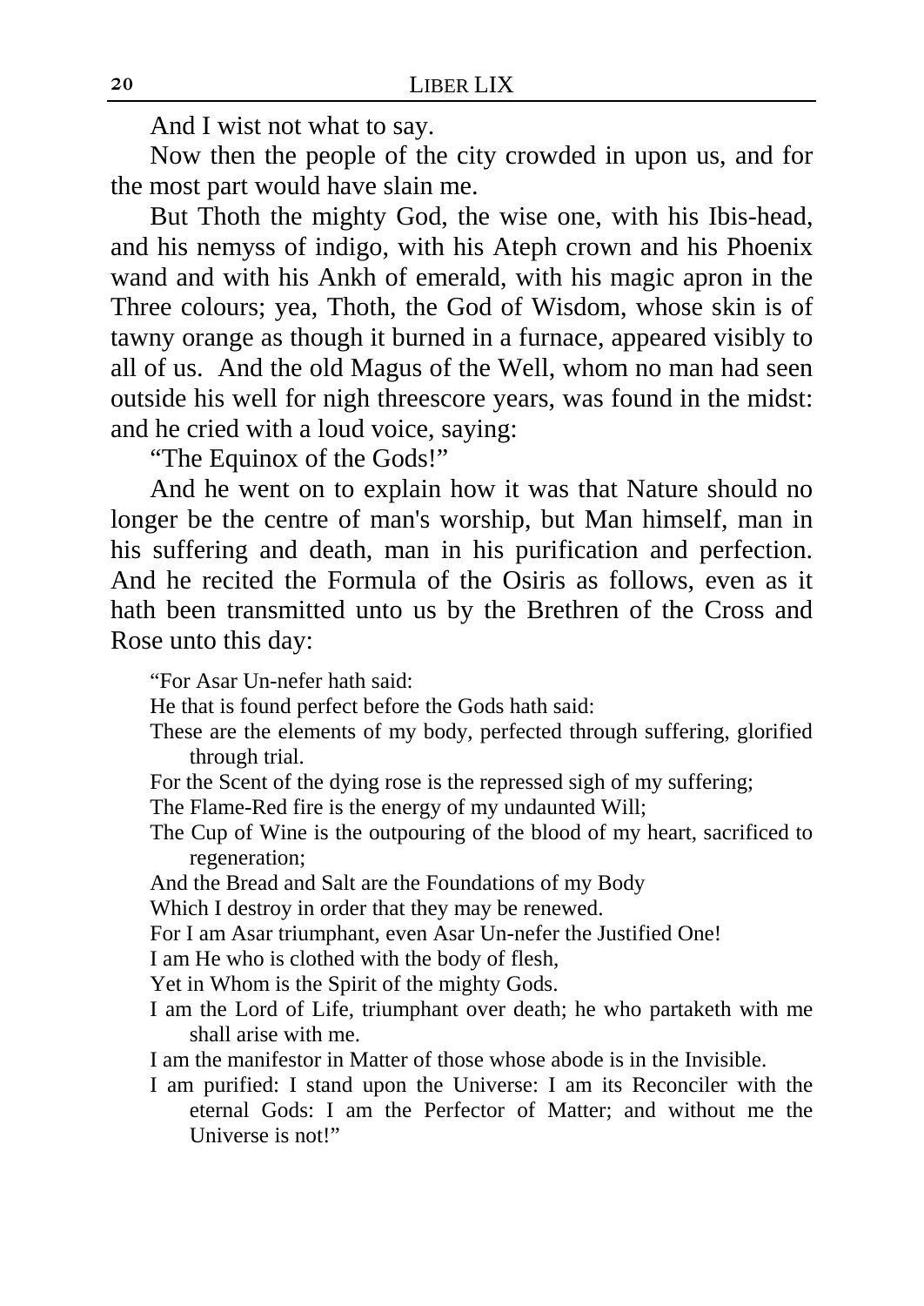And I wist not what to say.

Now then the people of the city crowded in upon us, and for the most part would have slain me.

But Thoth the mighty God, the wise one, with his Ibis-head, and his nemyss of indigo, with his Ateph crown and his Phoenix wand and with his Ankh of emerald, with his magic apron in the Three colours; yea, Thoth, the God of Wisdom, whose skin is of tawny orange as though it burned in a furnace, appeared visibly to all of us. And the old Magus of the Well, whom no man had seen outside his well for nigh threescore years, was found in the midst: and he cried with a loud voice, saying:

"The Equinox of the Gods!"

And he went on to explain how it was that Nature should no longer be the centre of man's worship, but Man himself, man in his suffering and death, man in his purification and perfection. And he recited the Formula of the Osiris as follows, even as it hath been transmitted unto us by the Brethren of the Cross and Rose unto this day:

> "For Asar Un-nefer hath said:
> He that is found perfect before the Gods hath said:
> These are the elements of my body, perfected through suffering, glorified through trial.
> For the Scent of the dying rose is the repressed sigh of my suffering;
> The Flame-Red fire is the energy of my undaunted Will;
> The Cup of Wine is the outpouring of the blood of my heart, sacrificed to regeneration;
> And the Bread and Salt are the Foundations of my Body
> Which I destroy in order that they may be renewed.
> For I am Asar triumphant, even Asar Un-nefer the Justified One!
> I am He who is clothed with the body of flesh,
> Yet in Whom is the Spirit of the mighty Gods.
> I am the Lord of Life, triumphant over death; he who partaketh with me shall arise with me.
> I am the manifestor in Matter of those whose abode is in the Invisible.
> I am purified: I stand upon the Universe: I am its Reconciler with the eternal Gods: I am the Perfector of Matter; and without me the Universe is not!"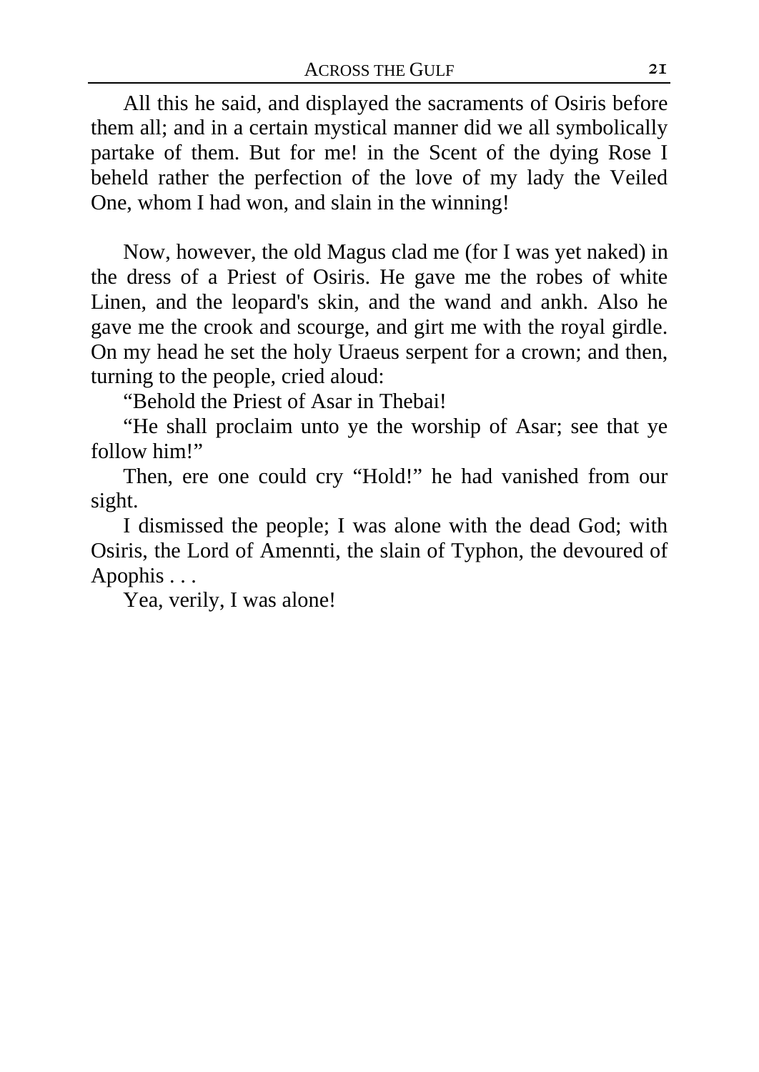All this he said, and displayed the sacraments of Osiris before them all; and in a certain mystical manner did we all symbolically partake of them. But for me! in the Scent of the dying Rose I beheld rather the perfection of the love of my lady the Veiled One, whom I had won, and slain in the winning!

Now, however, the old Magus clad me (for I was yet naked) in the dress of a Priest of Osiris. He gave me the robes of white Linen, and the leopard's skin, and the wand and ankh. Also he gave me the crook and scourge, and girt me with the royal girdle. On my head he set the holy Uraeus serpent for a crown; and then, turning to the people, cried aloud:

"Behold the Priest of Asar in Thebai!

"He shall proclaim unto ye the worship of Asar; see that ye follow him!"

Then, ere one could cry "Hold!" he had vanished from our sight.

I dismissed the people; I was alone with the dead God; with Osiris, the Lord of Amennti, the slain of Typhon, the devoured of Apophis . . .

Yea, verily, I was alone!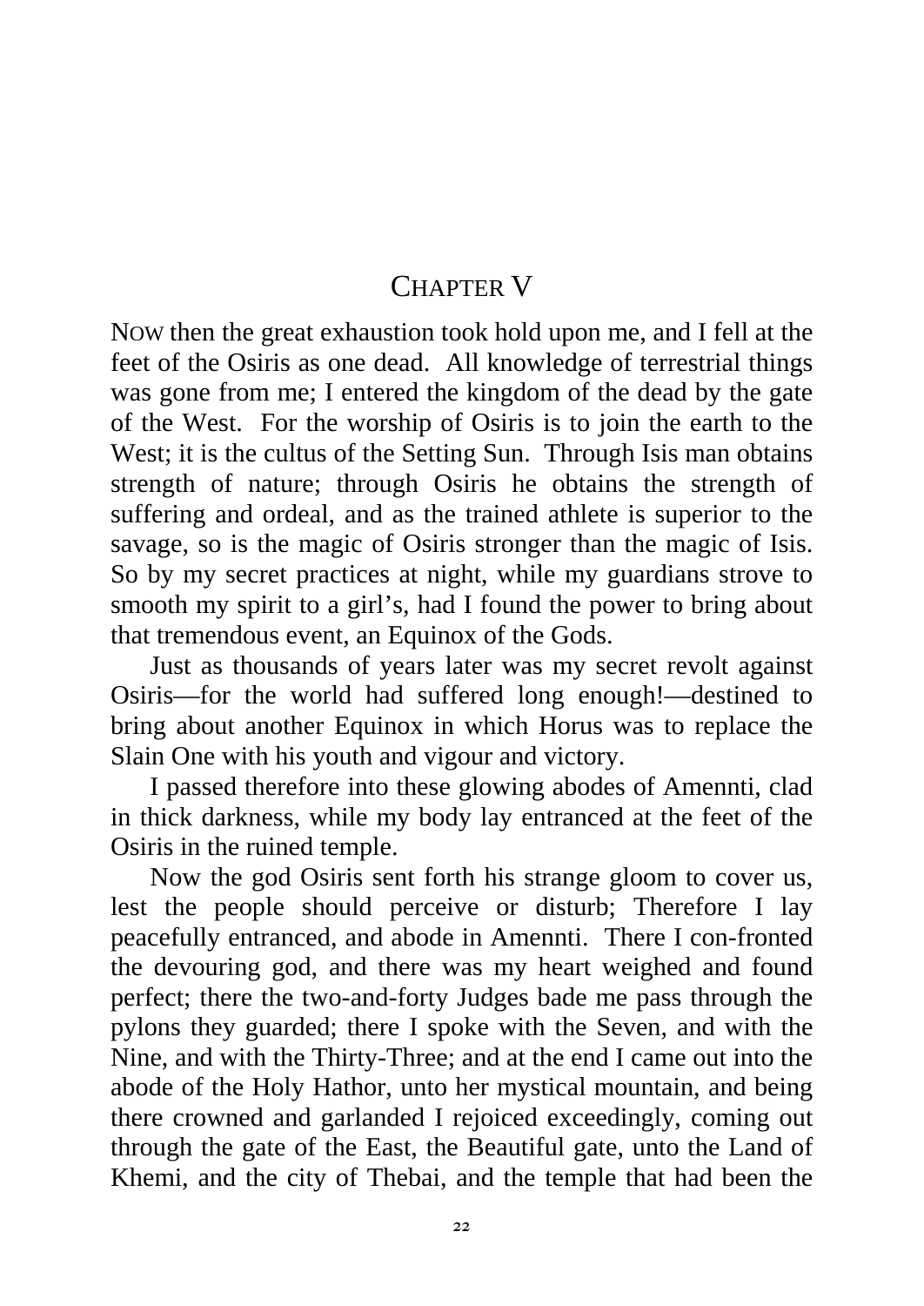# CHAPTER V

NOW then the great exhaustion took hold upon me, and I fell at the feet of the Osiris as one dead. All knowledge of terrestrial things was gone from me; I entered the kingdom of the dead by the gate of the West. For the worship of Osiris is to join the earth to the West; it is the cultus of the Setting Sun. Through Isis man obtains strength of nature; through Osiris he obtains the strength of suffering and ordeal, and as the trained athlete is superior to the savage, so is the magic of Osiris stronger than the magic of Isis. So by my secret practices at night, while my guardians strove to smooth my spirit to a girl's, had I found the power to bring about that tremendous event, an Equinox of the Gods.

Just as thousands of years later was my secret revolt against Osiris—for the world had suffered long enough!—destined to bring about another Equinox in which Horus was to replace the Slain One with his youth and vigour and victory.

I passed therefore into these glowing abodes of Amennti, clad in thick darkness, while my body lay entranced at the feet of the Osiris in the ruined temple.

Now the god Osiris sent forth his strange gloom to cover us, lest the people should perceive or disturb; Therefore I lay peacefully entranced, and abode in Amennti. There I con-fronted the devouring god, and there was my heart weighed and found perfect; there the two-and-forty Judges bade me pass through the pylons they guarded; there I spoke with the Seven, and with the Nine, and with the Thirty-Three; and at the end I came out into the abode of the Holy Hathor, unto her mystical mountain, and being there crowned and garlanded I rejoiced exceedingly, coming out through the gate of the East, the Beautiful gate, unto the Land of Khemi, and the city of Thebai, and the temple that had been the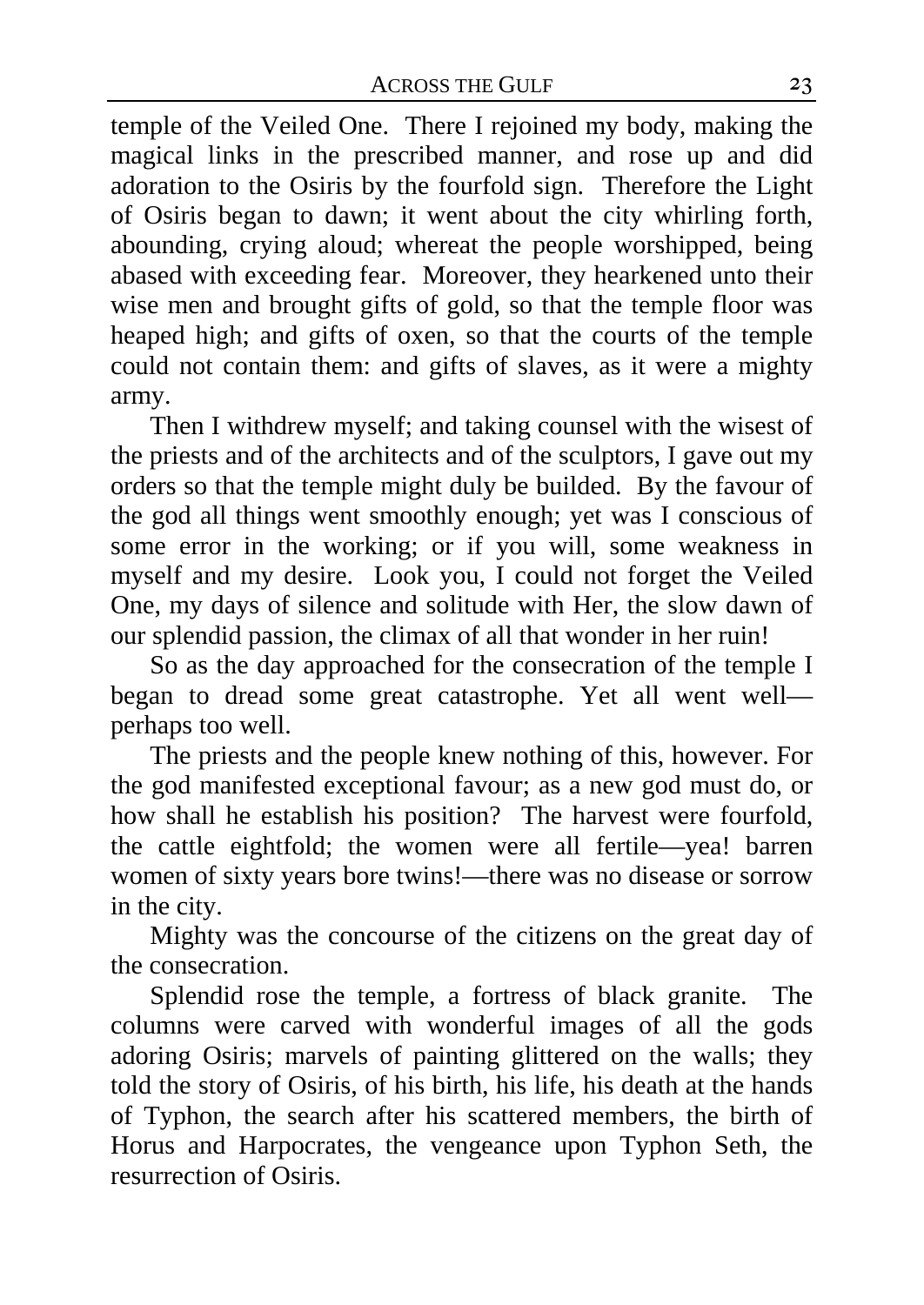temple of the Veiled One. There I rejoined my body, making the magical links in the prescribed manner, and rose up and did adoration to the Osiris by the fourfold sign. Therefore the Light of Osiris began to dawn; it went about the city whirling forth, abounding, crying aloud; whereat the people worshipped, being abased with exceeding fear. Moreover, they hearkened unto their wise men and brought gifts of gold, so that the temple floor was heaped high; and gifts of oxen, so that the courts of the temple could not contain them: and gifts of slaves, as it were a mighty army.

Then I withdrew myself; and taking counsel with the wisest of the priests and of the architects and of the sculptors, I gave out my orders so that the temple might duly be builded. By the favour of the god all things went smoothly enough; yet was I conscious of some error in the working; or if you will, some weakness in myself and my desire. Look you, I could not forget the Veiled One, my days of silence and solitude with Her, the slow dawn of our splendid passion, the climax of all that wonder in her ruin!

So as the day approached for the consecration of the temple I began to dread some great catastrophe. Yet all went well—perhaps too well.

The priests and the people knew nothing of this, however. For the god manifested exceptional favour; as a new god must do, or how shall he establish his position? The harvest were fourfold, the cattle eightfold; the women were all fertile—yea! barren women of sixty years bore twins!—there was no disease or sorrow in the city.

Mighty was the concourse of the citizens on the great day of the consecration.

Splendid rose the temple, a fortress of black granite. The columns were carved with wonderful images of all the gods adoring Osiris; marvels of painting glittered on the walls; they told the story of Osiris, of his birth, his life, his death at the hands of Typhon, the search after his scattered members, the birth of Horus and Harpocrates, the vengeance upon Typhon Seth, the resurrection of Osiris.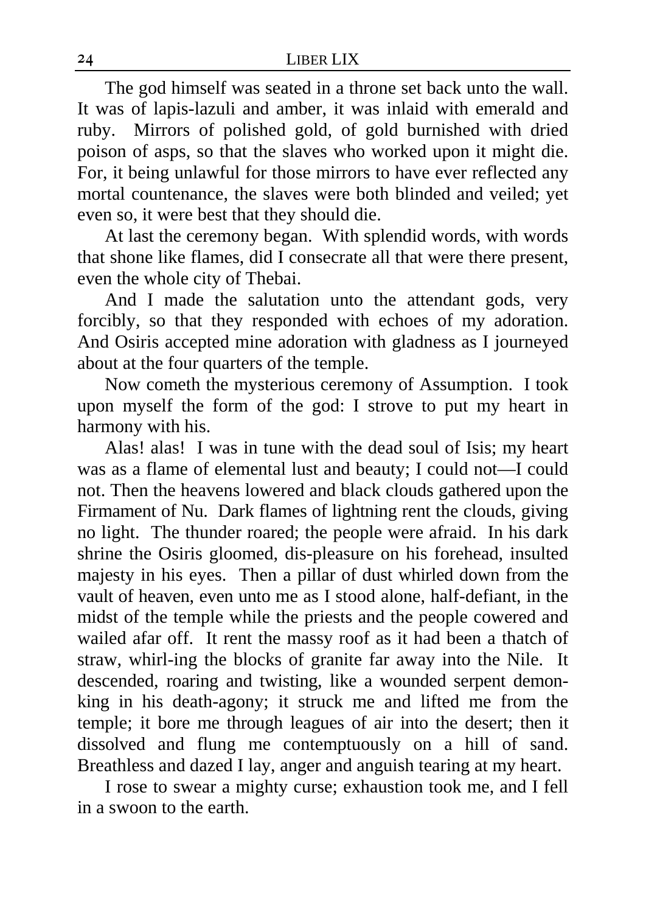The god himself was seated in a throne set back unto the wall. It was of lapis-lazuli and amber, it was inlaid with emerald and ruby. Mirrors of polished gold, of gold burnished with dried poison of asps, so that the slaves who worked upon it might die. For, it being unlawful for those mirrors to have ever reflected any mortal countenance, the slaves were both blinded and veiled; yet even so, it were best that they should die.

At last the ceremony began. With splendid words, with words that shone like flames, did I consecrate all that were there present, even the whole city of Thebai.

And I made the salutation unto the attendant gods, very forcibly, so that they responded with echoes of my adoration. And Osiris accepted mine adoration with gladness as I journeyed about at the four quarters of the temple.

Now cometh the mysterious ceremony of Assumption. I took upon myself the form of the god: I strove to put my heart in harmony with his.

Alas! alas! I was in tune with the dead soul of Isis; my heart was as a flame of elemental lust and beauty; I could not—I could not. Then the heavens lowered and black clouds gathered upon the Firmament of Nu. Dark flames of lightning rent the clouds, giving no light. The thunder roared; the people were afraid. In his dark shrine the Osiris gloomed, dis-pleasure on his forehead, insulted majesty in his eyes. Then a pillar of dust whirled down from the vault of heaven, even unto me as I stood alone, half-defiant, in the midst of the temple while the priests and the people cowered and wailed afar off. It rent the massy roof as it had been a thatch of straw, whirl-ing the blocks of granite far away into the Nile. It descended, roaring and twisting, like a wounded serpent demon-king in his death-agony; it struck me and lifted me from the temple; it bore me through leagues of air into the desert; then it dissolved and flung me contemptuously on a hill of sand. Breathless and dazed I lay, anger and anguish tearing at my heart.

I rose to swear a mighty curse; exhaustion took me, and I fell in a swoon to the earth.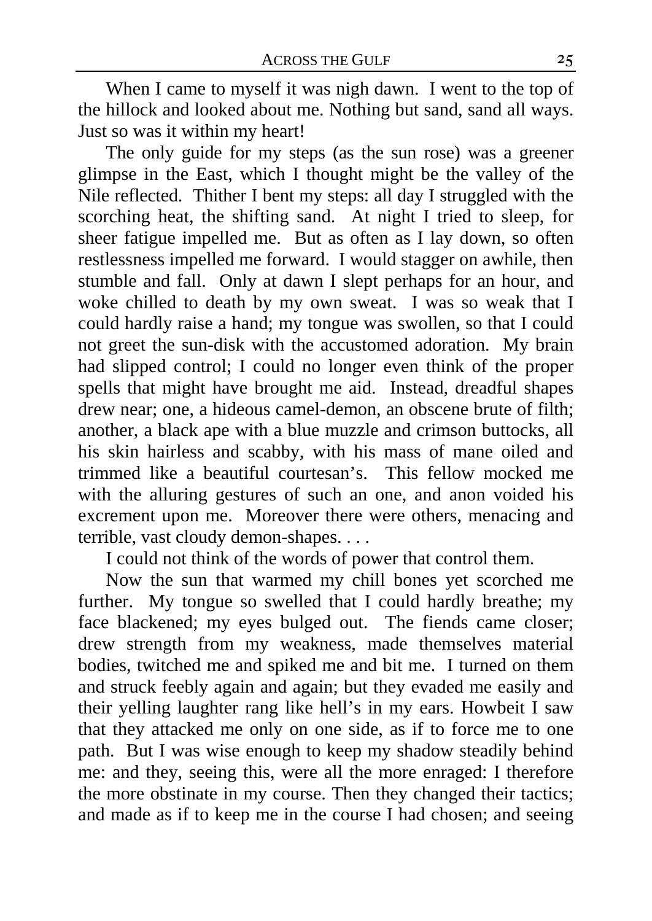When I came to myself it was nigh dawn. I went to the top of the hillock and looked about me. Nothing but sand, sand all ways. Just so was it within my heart!

The only guide for my steps (as the sun rose) was a greener glimpse in the East, which I thought might be the valley of the Nile reflected. Thither I bent my steps: all day I struggled with the scorching heat, the shifting sand. At night I tried to sleep, for sheer fatigue impelled me. But as often as I lay down, so often restlessness impelled me forward. I would stagger on awhile, then stumble and fall. Only at dawn I slept perhaps for an hour, and woke chilled to death by my own sweat. I was so weak that I could hardly raise a hand; my tongue was swollen, so that I could not greet the sun-disk with the accustomed adoration. My brain had slipped control; I could no longer even think of the proper spells that might have brought me aid. Instead, dreadful shapes drew near; one, a hideous camel-demon, an obscene brute of filth; another, a black ape with a blue muzzle and crimson buttocks, all his skin hairless and scabby, with his mass of mane oiled and trimmed like a beautiful courtesan's. This fellow mocked me with the alluring gestures of such an one, and anon voided his excrement upon me. Moreover there were others, menacing and terrible, vast cloudy demon-shapes. . . .

I could not think of the words of power that control them.

Now the sun that warmed my chill bones yet scorched me further. My tongue so swelled that I could hardly breathe; my face blackened; my eyes bulged out. The fiends came closer; drew strength from my weakness, made themselves material bodies, twitched me and spiked me and bit me. I turned on them and struck feebly again and again; but they evaded me easily and their yelling laughter rang like hell's in my ears. Howbeit I saw that they attacked me only on one side, as if to force me to one path. But I was wise enough to keep my shadow steadily behind me: and they, seeing this, were all the more enraged: I therefore the more obstinate in my course. Then they changed their tactics; and made as if to keep me in the course I had chosen; and seeing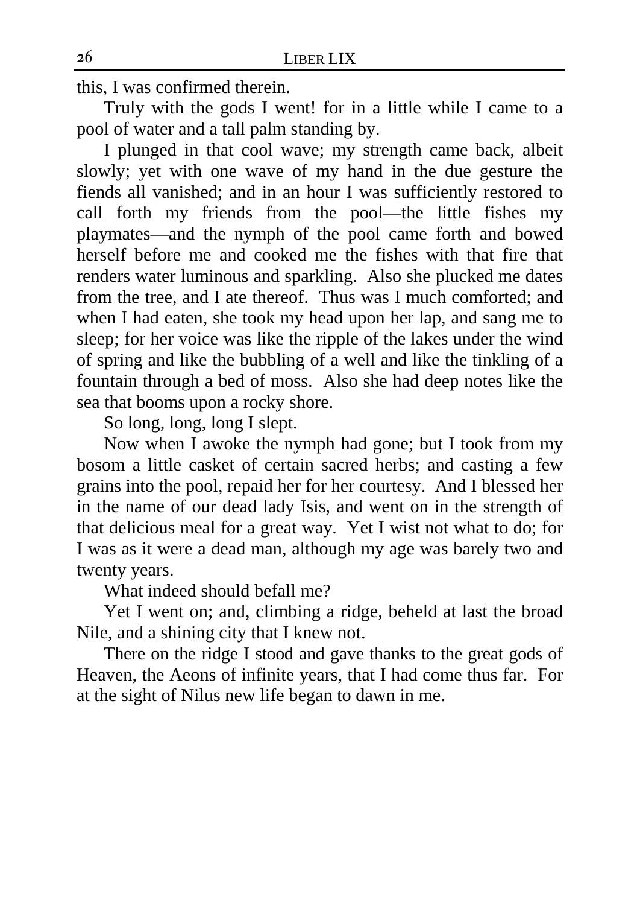this, I was confirmed therein.

Truly with the gods I went! for in a little while I came to a pool of water and a tall palm standing by.

I plunged in that cool wave; my strength came back, albeit slowly; yet with one wave of my hand in the due gesture the fiends all vanished; and in an hour I was sufficiently restored to call forth my friends from the pool—the little fishes my playmates—and the nymph of the pool came forth and bowed herself before me and cooked me the fishes with that fire that renders water luminous and sparkling. Also she plucked me dates from the tree, and I ate thereof. Thus was I much comforted; and when I had eaten, she took my head upon her lap, and sang me to sleep; for her voice was like the ripple of the lakes under the wind of spring and like the bubbling of a well and like the tinkling of a fountain through a bed of moss. Also she had deep notes like the sea that booms upon a rocky shore.

So long, long, long I slept.

Now when I awoke the nymph had gone; but I took from my bosom a little casket of certain sacred herbs; and casting a few grains into the pool, repaid her for her courtesy. And I blessed her in the name of our dead lady Isis, and went on in the strength of that delicious meal for a great way. Yet I wist not what to do; for I was as it were a dead man, although my age was barely two and twenty years.

What indeed should befall me?

Yet I went on; and, climbing a ridge, beheld at last the broad Nile, and a shining city that I knew not.

There on the ridge I stood and gave thanks to the great gods of Heaven, the Aeons of infinite years, that I had come thus far. For at the sight of Nilus new life began to dawn in me.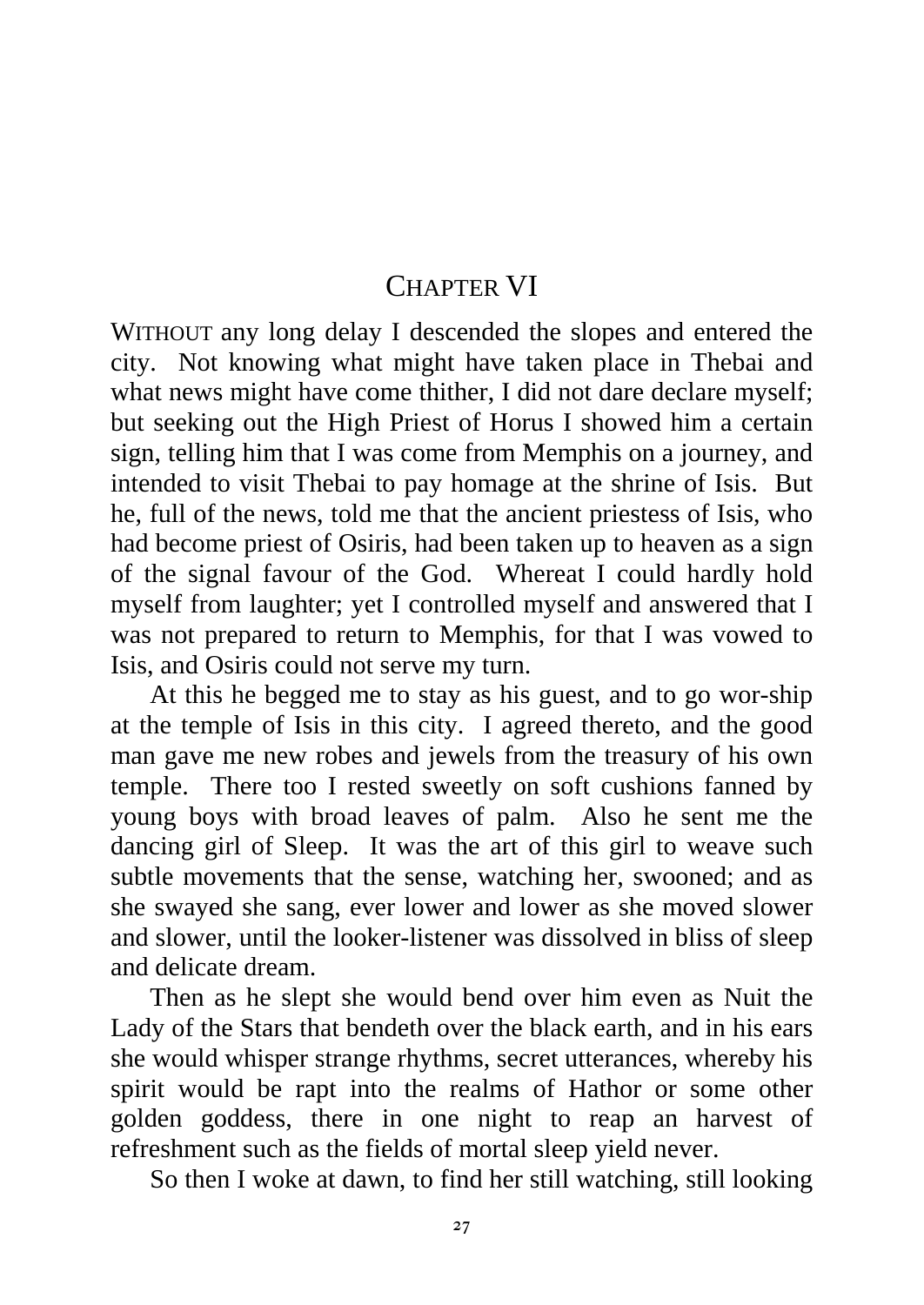# CHAPTER VI

WITHOUT any long delay I descended the slopes and entered the city. Not knowing what might have taken place in Thebai and what news might have come thither, I did not dare declare myself; but seeking out the High Priest of Horus I showed him a certain sign, telling him that I was come from Memphis on a journey, and intended to visit Thebai to pay homage at the shrine of Isis. But he, full of the news, told me that the ancient priestess of Isis, who had become priest of Osiris, had been taken up to heaven as a sign of the signal favour of the God. Whereat I could hardly hold myself from laughter; yet I controlled myself and answered that I was not prepared to return to Memphis, for that I was vowed to Isis, and Osiris could not serve my turn.

At this he begged me to stay as his guest, and to go wor-ship at the temple of Isis in this city. I agreed thereto, and the good man gave me new robes and jewels from the treasury of his own temple. There too I rested sweetly on soft cushions fanned by young boys with broad leaves of palm. Also he sent me the dancing girl of Sleep. It was the art of this girl to weave such subtle movements that the sense, watching her, swooned; and as she swayed she sang, ever lower and lower as she moved slower and slower, until the looker-listener was dissolved in bliss of sleep and delicate dream.

Then as he slept she would bend over him even as Nuit the Lady of the Stars that bendeth over the black earth, and in his ears she would whisper strange rhythms, secret utterances, whereby his spirit would be rapt into the realms of Hathor or some other golden goddess, there in one night to reap an harvest of refreshment such as the fields of mortal sleep yield never.

So then I woke at dawn, to find her still watching, still looking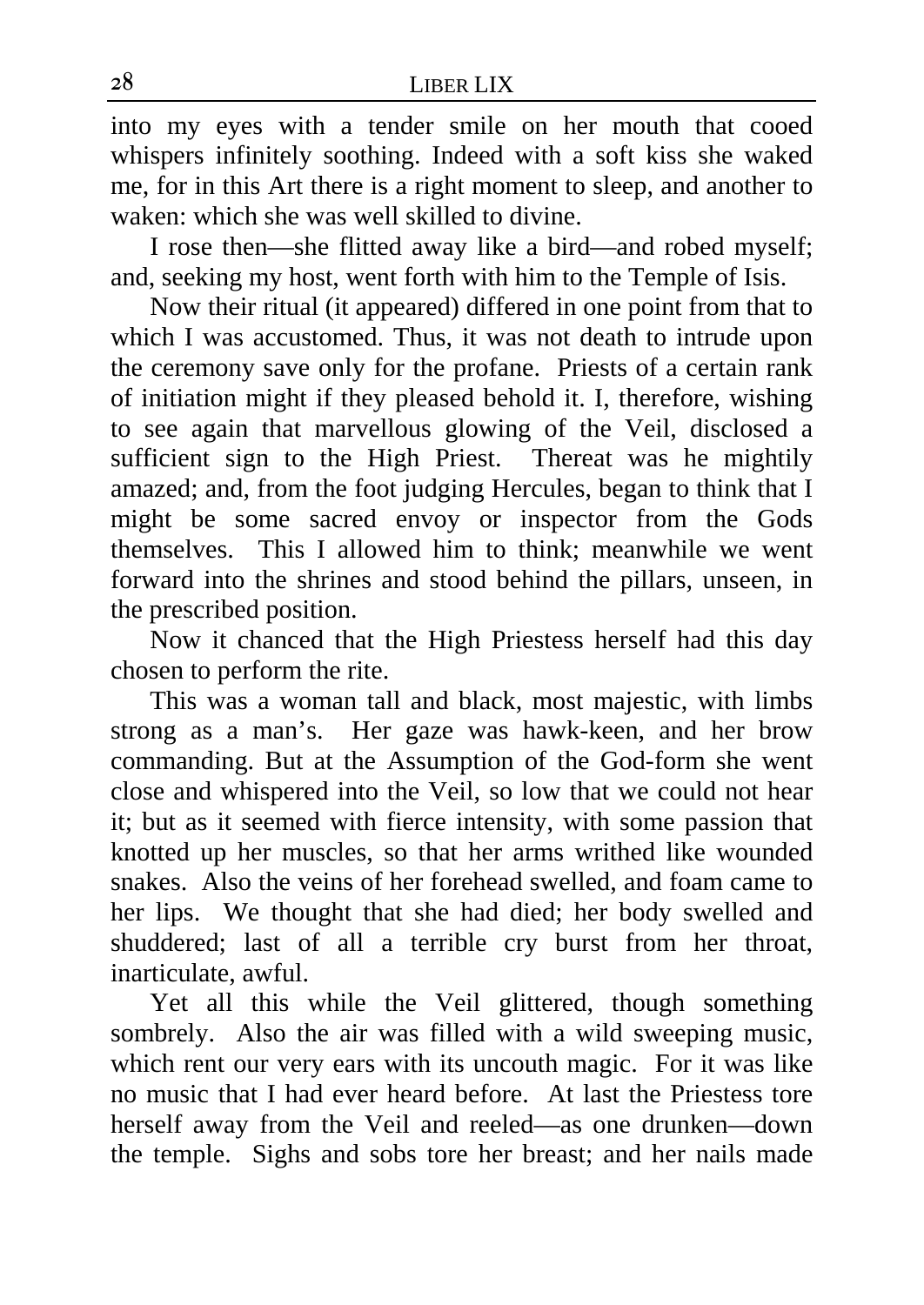into my eyes with a tender smile on her mouth that cooed whispers infinitely soothing. Indeed with a soft kiss she waked me, for in this Art there is a right moment to sleep, and another to waken: which she was well skilled to divine.

I rose then—she flitted away like a bird—and robed myself; and, seeking my host, went forth with him to the Temple of Isis.

Now their ritual (it appeared) differed in one point from that to which I was accustomed. Thus, it was not death to intrude upon the ceremony save only for the profane. Priests of a certain rank of initiation might if they pleased behold it. I, therefore, wishing to see again that marvellous glowing of the Veil, disclosed a sufficient sign to the High Priest. Thereat was he mightily amazed; and, from the foot judging Hercules, began to think that I might be some sacred envoy or inspector from the Gods themselves. This I allowed him to think; meanwhile we went forward into the shrines and stood behind the pillars, unseen, in the prescribed position.

Now it chanced that the High Priestess herself had this day chosen to perform the rite.

This was a woman tall and black, most majestic, with limbs strong as a man's. Her gaze was hawk-keen, and her brow commanding. But at the Assumption of the God-form she went close and whispered into the Veil, so low that we could not hear it; but as it seemed with fierce intensity, with some passion that knotted up her muscles, so that her arms writhed like wounded snakes. Also the veins of her forehead swelled, and foam came to her lips. We thought that she had died; her body swelled and shuddered; last of all a terrible cry burst from her throat, inarticulate, awful.

Yet all this while the Veil glittered, though something sombrely. Also the air was filled with a wild sweeping music, which rent our very ears with its uncouth magic. For it was like no music that I had ever heard before. At last the Priestess tore herself away from the Veil and reeled—as one drunken—down the temple. Sighs and sobs tore her breast; and her nails made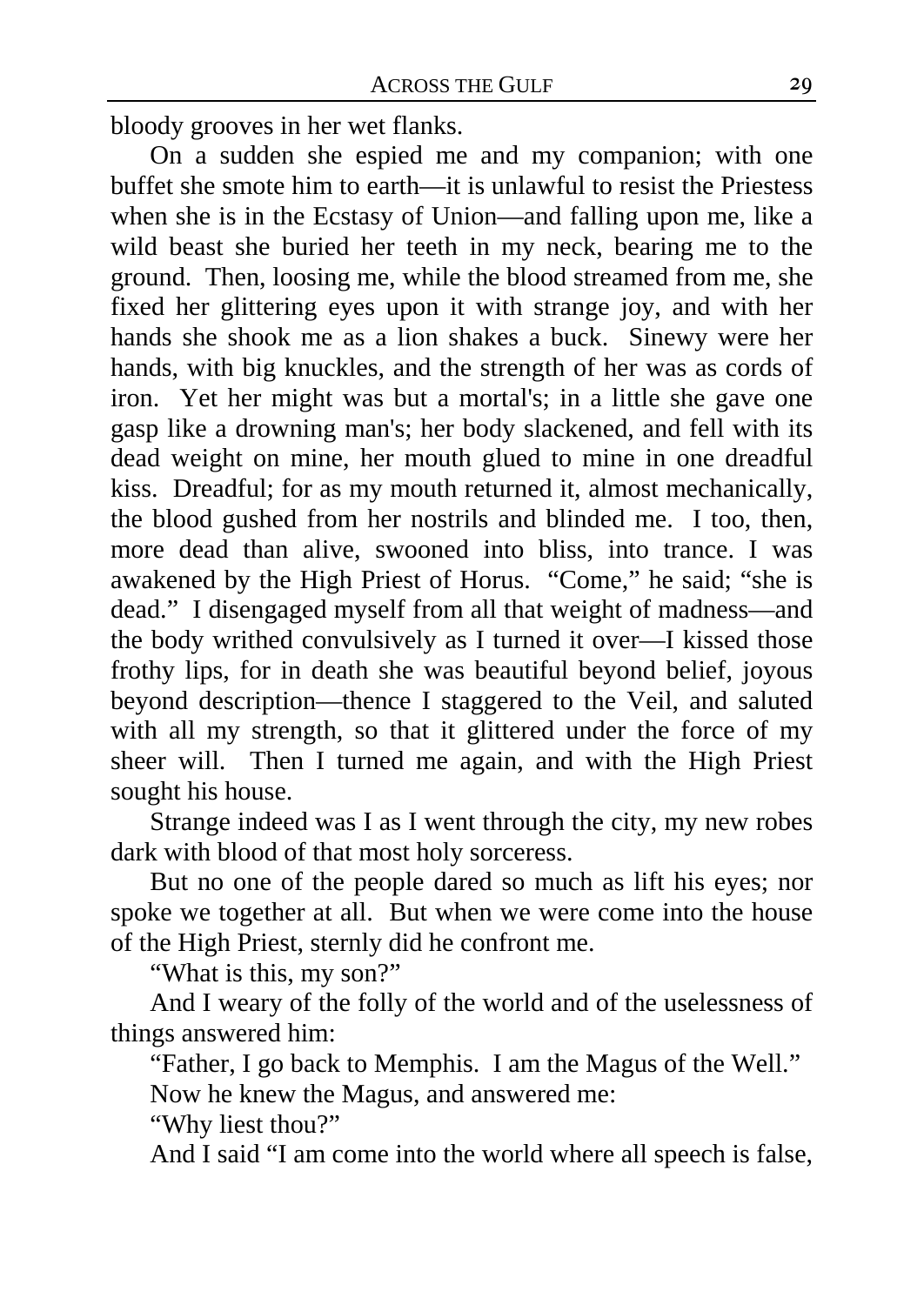bloody grooves in her wet flanks.

On a sudden she espied me and my companion; with one buffet she smote him to earth—it is unlawful to resist the Priestess when she is in the Ecstasy of Union—and falling upon me, like a wild beast she buried her teeth in my neck, bearing me to the ground. Then, loosing me, while the blood streamed from me, she fixed her glittering eyes upon it with strange joy, and with her hands she shook me as a lion shakes a buck. Sinewy were her hands, with big knuckles, and the strength of her was as cords of iron. Yet her might was but a mortal's; in a little she gave one gasp like a drowning man's; her body slackened, and fell with its dead weight on mine, her mouth glued to mine in one dreadful kiss. Dreadful; for as my mouth returned it, almost mechanically, the blood gushed from her nostrils and blinded me. I too, then, more dead than alive, swooned into bliss, into trance. I was awakened by the High Priest of Horus. "Come," he said; "she is dead." I disengaged myself from all that weight of madness—and the body writhed convulsively as I turned it over—I kissed those frothy lips, for in death she was beautiful beyond belief, joyous beyond description—thence I staggered to the Veil, and saluted with all my strength, so that it glittered under the force of my sheer will. Then I turned me again, and with the High Priest sought his house.

Strange indeed was I as I went through the city, my new robes dark with blood of that most holy sorceress.

But no one of the people dared so much as lift his eyes; nor spoke we together at all. But when we were come into the house of the High Priest, sternly did he confront me.

"What is this, my son?"

And I weary of the folly of the world and of the uselessness of things answered him:

"Father, I go back to Memphis. I am the Magus of the Well."

Now he knew the Magus, and answered me:

"Why liest thou?"

And I said "I am come into the world where all speech is false,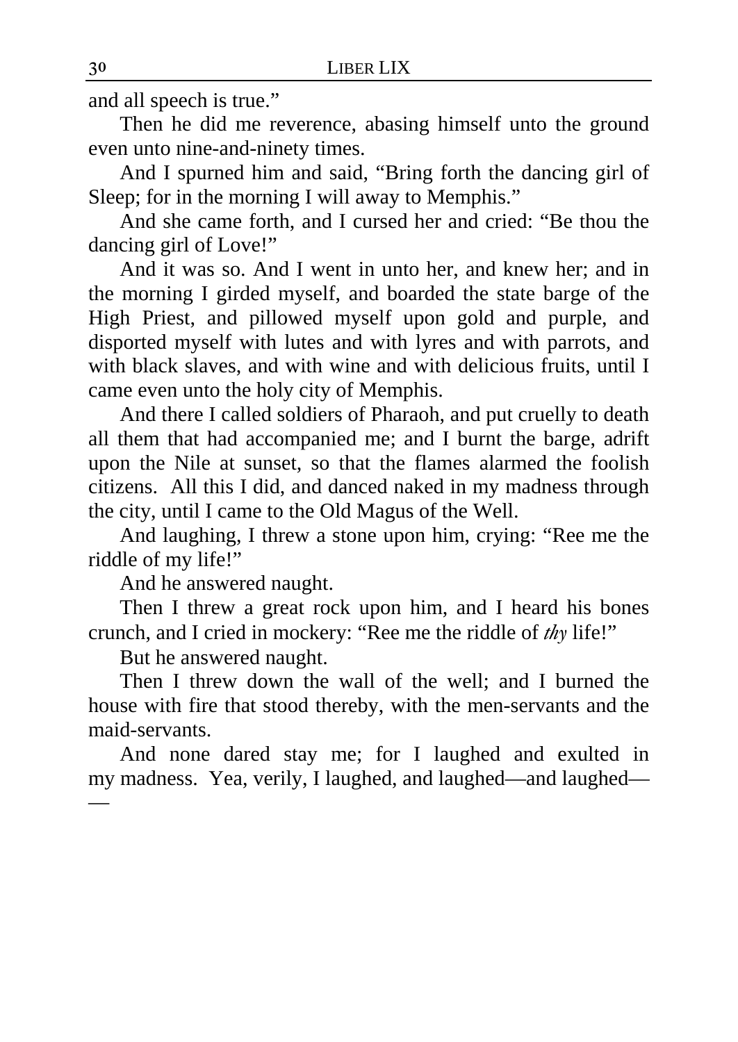and all speech is true."

Then he did me reverence, abasing himself unto the ground even unto nine-and-ninety times.

And I spurned him and said, "Bring forth the dancing girl of Sleep; for in the morning I will away to Memphis."

And she came forth, and I cursed her and cried: "Be thou the dancing girl of Love!"

And it was so. And I went in unto her, and knew her; and in the morning I girded myself, and boarded the state barge of the High Priest, and pillowed myself upon gold and purple, and disported myself with lutes and with lyres and with parrots, and with black slaves, and with wine and with delicious fruits, until I came even unto the holy city of Memphis.

And there I called soldiers of Pharaoh, and put cruelly to death all them that had accompanied me; and I burnt the barge, adrift upon the Nile at sunset, so that the flames alarmed the foolish citizens. All this I did, and danced naked in my madness through the city, until I came to the Old Magus of the Well.

And laughing, I threw a stone upon him, crying: "Ree me the riddle of my life!"

And he answered naught.

Then I threw a great rock upon him, and I heard his bones crunch, and I cried in mockery: "Ree me the riddle of *thy* life!"

But he answered naught.

Then I threw down the wall of the well; and I burned the house with fire that stood thereby, with the men-servants and the maid-servants.

And none dared stay me; for I laughed and exulted in my madness. Yea, verily, I laughed, and laughed—and laughed——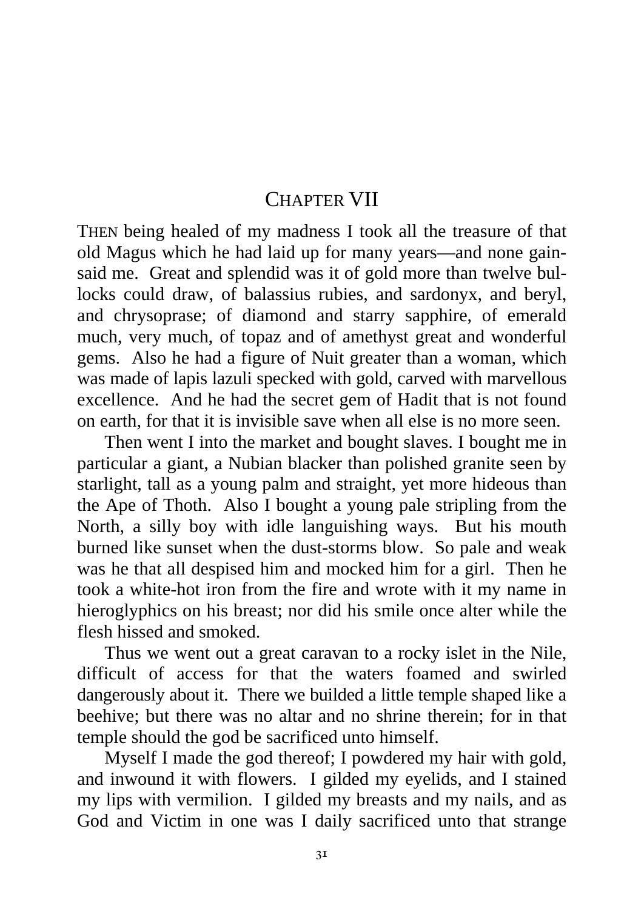## CHAPTER VII

THEN being healed of my madness I took all the treasure of that old Magus which he had laid up for many years—and none gainsaid me. Great and splendid was it of gold more than twelve bullocks could draw, of balassius rubies, and sardonyx, and beryl, and chrysoprase; of diamond and starry sapphire, of emerald much, very much, of topaz and of amethyst great and wonderful gems. Also he had a figure of Nuit greater than a woman, which was made of lapis lazuli specked with gold, carved with marvellous excellence. And he had the secret gem of Hadit that is not found on earth, for that it is invisible save when all else is no more seen.

Then went I into the market and bought slaves. I bought me in particular a giant, a Nubian blacker than polished granite seen by starlight, tall as a young palm and straight, yet more hideous than the Ape of Thoth. Also I bought a young pale stripling from the North, a silly boy with idle languishing ways. But his mouth burned like sunset when the dust-storms blow. So pale and weak was he that all despised him and mocked him for a girl. Then he took a white-hot iron from the fire and wrote with it my name in hieroglyphics on his breast; nor did his smile once alter while the flesh hissed and smoked.

Thus we went out a great caravan to a rocky islet in the Nile, difficult of access for that the waters foamed and swirled dangerously about it. There we builded a little temple shaped like a beehive; but there was no altar and no shrine therein; for in that temple should the god be sacrificed unto himself.

Myself I made the god thereof; I powdered my hair with gold, and inwound it with flowers. I gilded my eyelids, and I stained my lips with vermilion. I gilded my breasts and my nails, and as God and Victim in one was I daily sacrificed unto that strange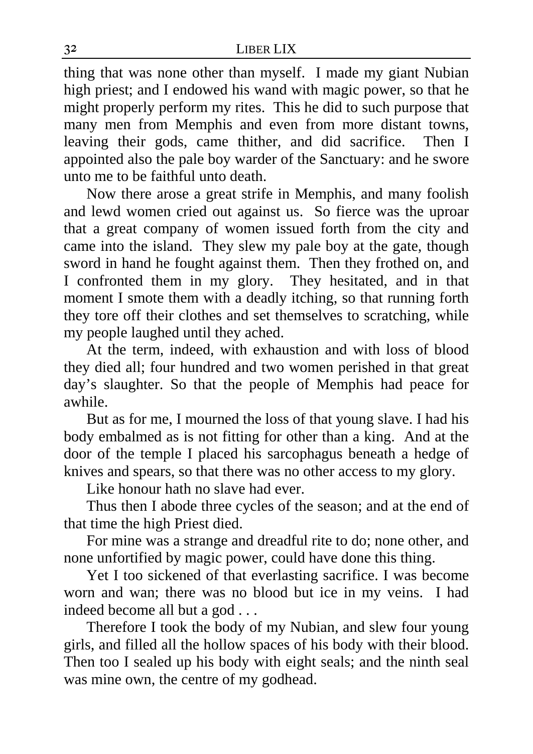thing that was none other than myself. I made my giant Nubian high priest; and I endowed his wand with magic power, so that he might properly perform my rites. This he did to such purpose that many men from Memphis and even from more distant towns, leaving their gods, came thither, and did sacrifice. Then I appointed also the pale boy warder of the Sanctuary: and he swore unto me to be faithful unto death.

Now there arose a great strife in Memphis, and many foolish and lewd women cried out against us. So fierce was the uproar that a great company of women issued forth from the city and came into the island. They slew my pale boy at the gate, though sword in hand he fought against them. Then they frothed on, and I confronted them in my glory. They hesitated, and in that moment I smote them with a deadly itching, so that running forth they tore off their clothes and set themselves to scratching, while my people laughed until they ached.

At the term, indeed, with exhaustion and with loss of blood they died all; four hundred and two women perished in that great day's slaughter. So that the people of Memphis had peace for awhile.

But as for me, I mourned the loss of that young slave. I had his body embalmed as is not fitting for other than a king. And at the door of the temple I placed his sarcophagus beneath a hedge of knives and spears, so that there was no other access to my glory.

Like honour hath no slave had ever.

Thus then I abode three cycles of the season; and at the end of that time the high Priest died.

For mine was a strange and dreadful rite to do; none other, and none unfortified by magic power, could have done this thing.

Yet I too sickened of that everlasting sacrifice. I was become worn and wan; there was no blood but ice in my veins. I had indeed become all but a god . . .

Therefore I took the body of my Nubian, and slew four young girls, and filled all the hollow spaces of his body with their blood. Then too I sealed up his body with eight seals; and the ninth seal was mine own, the centre of my godhead.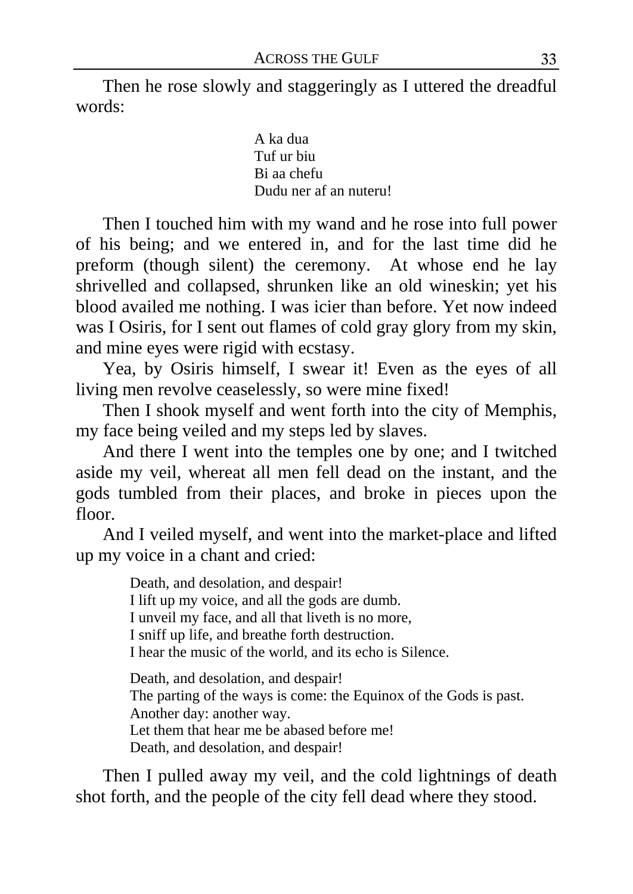Then he rose slowly and staggeringly as I uttered the dreadful words:

> A ka dua  
> Tuf ur biu  
> Bi aa chefu  
> Dudu ner af an nuteru!

Then I touched him with my wand and he rose into full power of his being; and we entered in, and for the last time did he preform (though silent) the ceremony. At whose end he lay shrivelled and collapsed, shrunken like an old wineskin; yet his blood availed me nothing. I was icier than before. Yet now indeed was I Osiris, for I sent out flames of cold gray glory from my skin, and mine eyes were rigid with ecstasy.

Yea, by Osiris himself, I swear it! Even as the eyes of all living men revolve ceaselessly, so were mine fixed!

Then I shook myself and went forth into the city of Memphis, my face being veiled and my steps led by slaves.

And there I went into the temples one by one; and I twitched aside my veil, whereat all men fell dead on the instant, and the gods tumbled from their places, and broke in pieces upon the floor.

And I veiled myself, and went into the market-place and lifted up my voice in a chant and cried:

> Death, and desolation, and despair!  
> I lift up my voice, and all the gods are dumb.  
> I unveil my face, and all that liveth is no more,  
> I sniff up life, and breathe forth destruction.  
> I hear the music of the world, and its echo is Silence.
>
> Death, and desolation, and despair!  
> The parting of the ways is come: the Equinox of the Gods is past.  
> Another day: another way.  
> Let them that hear me be abased before me!  
> Death, and desolation, and despair!

Then I pulled away my veil, and the cold lightnings of death shot forth, and the people of the city fell dead where they stood.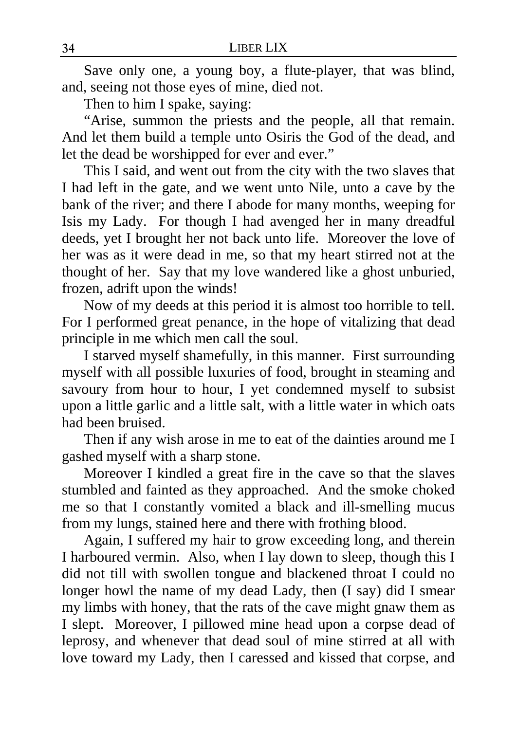Save only one, a young boy, a flute-player, that was blind, and, seeing not those eyes of mine, died not.

Then to him I spake, saying:

"Arise, summon the priests and the people, all that remain. And let them build a temple unto Osiris the God of the dead, and let the dead be worshipped for ever and ever."

This I said, and went out from the city with the two slaves that I had left in the gate, and we went unto Nile, unto a cave by the bank of the river; and there I abode for many months, weeping for Isis my Lady. For though I had avenged her in many dreadful deeds, yet I brought her not back unto life. Moreover the love of her was as it were dead in me, so that my heart stirred not at the thought of her. Say that my love wandered like a ghost unburied, frozen, adrift upon the winds!

Now of my deeds at this period it is almost too horrible to tell. For I performed great penance, in the hope of vitalizing that dead principle in me which men call the soul.

I starved myself shamefully, in this manner. First surrounding myself with all possible luxuries of food, brought in steaming and savoury from hour to hour, I yet condemned myself to subsist upon a little garlic and a little salt, with a little water in which oats had been bruised.

Then if any wish arose in me to eat of the dainties around me I gashed myself with a sharp stone.

Moreover I kindled a great fire in the cave so that the slaves stumbled and fainted as they approached. And the smoke choked me so that I constantly vomited a black and ill-smelling mucus from my lungs, stained here and there with frothing blood.

Again, I suffered my hair to grow exceeding long, and therein I harboured vermin. Also, when I lay down to sleep, though this I did not till with swollen tongue and blackened throat I could no longer howl the name of my dead Lady, then (I say) did I smear my limbs with honey, that the rats of the cave might gnaw them as I slept. Moreover, I pillowed mine head upon a corpse dead of leprosy, and whenever that dead soul of mine stirred at all with love toward my Lady, then I caressed and kissed that corpse, and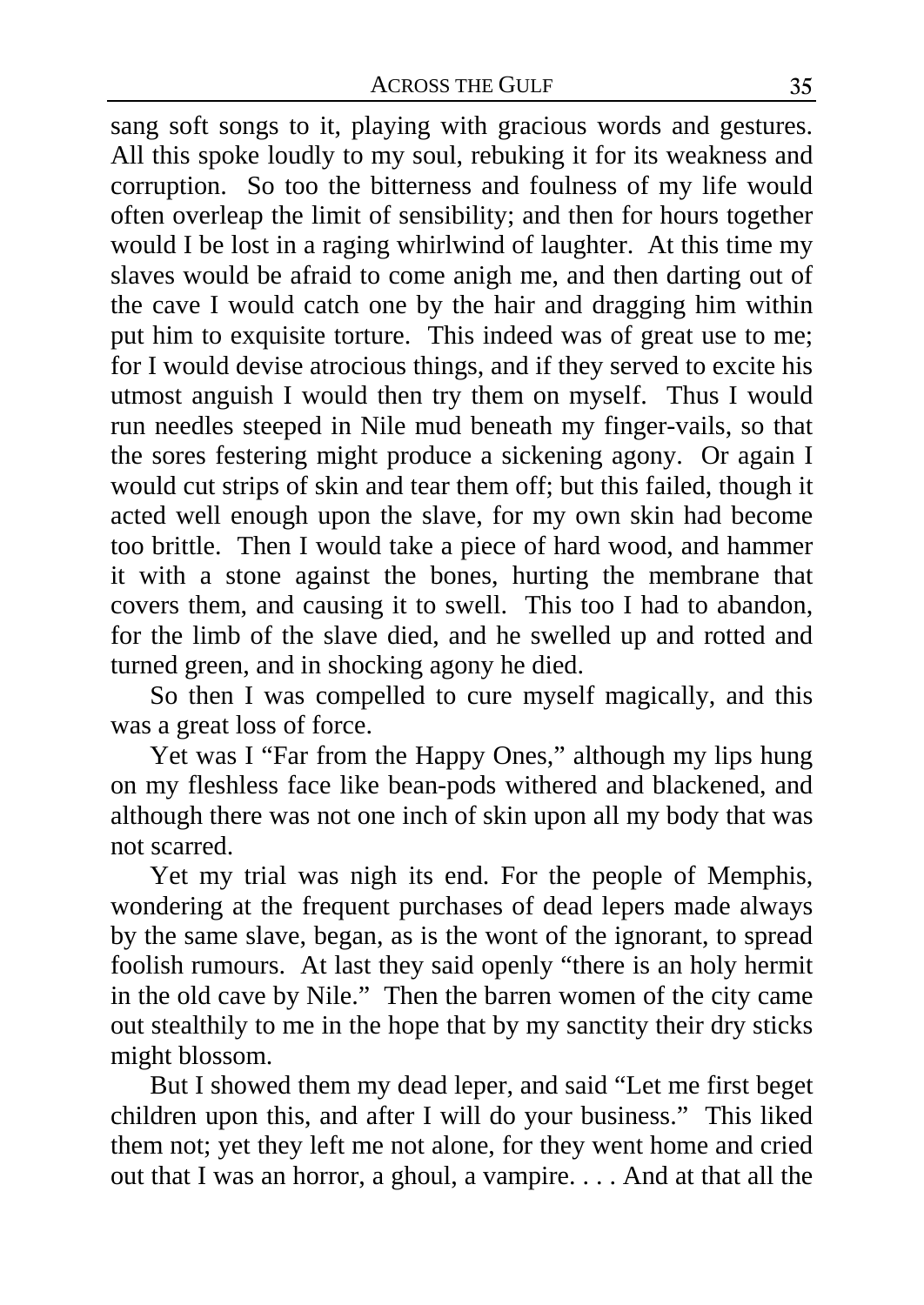sang soft songs to it, playing with gracious words and gestures. All this spoke loudly to my soul, rebuking it for its weakness and corruption. So too the bitterness and foulness of my life would often overleap the limit of sensibility; and then for hours together would I be lost in a raging whirlwind of laughter. At this time my slaves would be afraid to come anigh me, and then darting out of the cave I would catch one by the hair and dragging him within put him to exquisite torture. This indeed was of great use to me; for I would devise atrocious things, and if they served to excite his utmost anguish I would then try them on myself. Thus I would run needles steeped in Nile mud beneath my finger-vails, so that the sores festering might produce a sickening agony. Or again I would cut strips of skin and tear them off; but this failed, though it acted well enough upon the slave, for my own skin had become too brittle. Then I would take a piece of hard wood, and hammer it with a stone against the bones, hurting the membrane that covers them, and causing it to swell. This too I had to abandon, for the limb of the slave died, and he swelled up and rotted and turned green, and in shocking agony he died.

So then I was compelled to cure myself magically, and this was a great loss of force.

Yet was I "Far from the Happy Ones," although my lips hung on my fleshless face like bean-pods withered and blackened, and although there was not one inch of skin upon all my body that was not scarred.

Yet my trial was nigh its end. For the people of Memphis, wondering at the frequent purchases of dead lepers made always by the same slave, began, as is the wont of the ignorant, to spread foolish rumours. At last they said openly "there is an holy hermit in the old cave by Nile." Then the barren women of the city came out stealthily to me in the hope that by my sanctity their dry sticks might blossom.

But I showed them my dead leper, and said "Let me first beget children upon this, and after I will do your business." This liked them not; yet they left me not alone, for they went home and cried out that I was an horror, a ghoul, a vampire. . . . And at that all the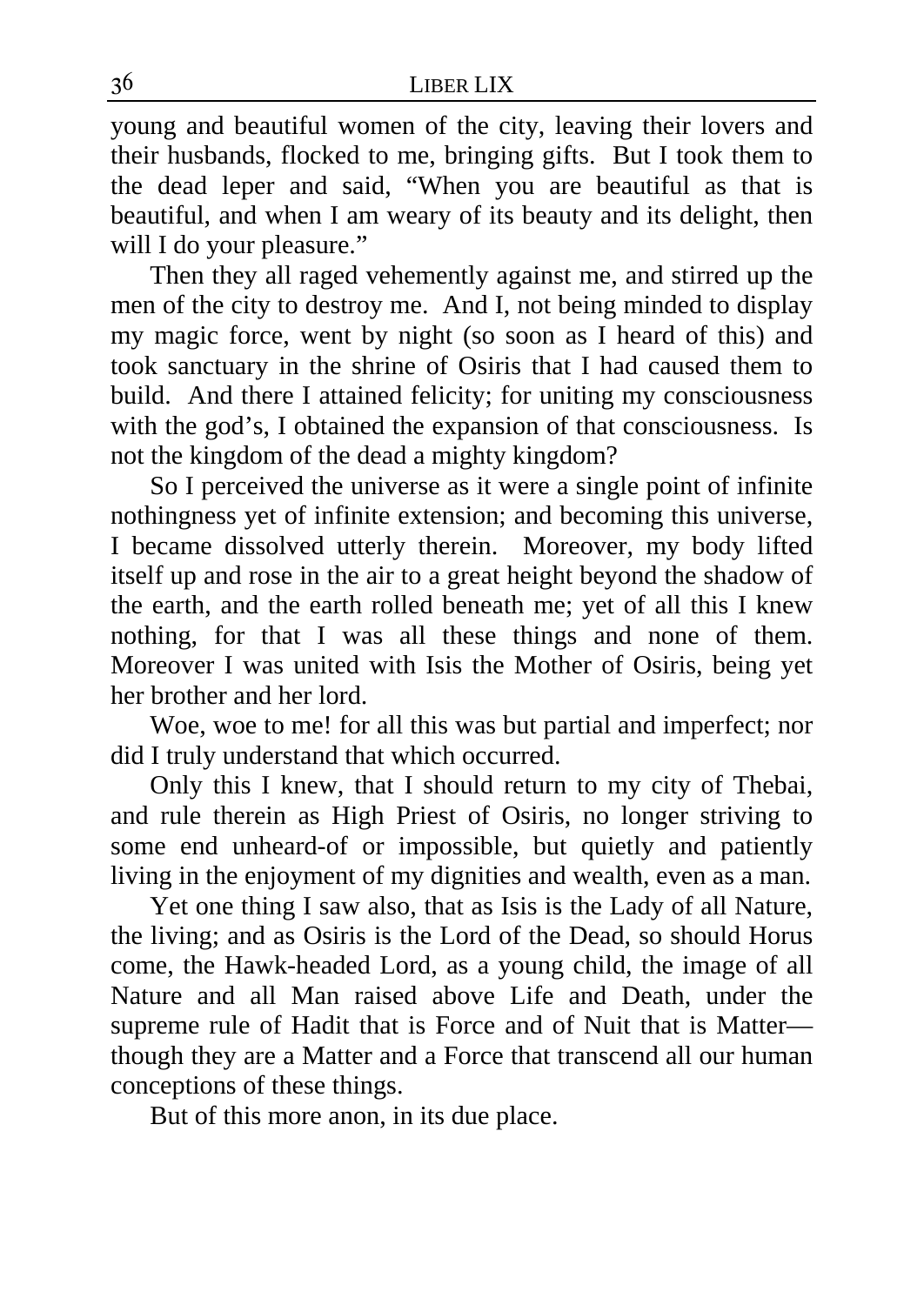young and beautiful women of the city, leaving their lovers and their husbands, flocked to me, bringing gifts. But I took them to the dead leper and said, "When you are beautiful as that is beautiful, and when I am weary of its beauty and its delight, then will I do your pleasure."

Then they all raged vehemently against me, and stirred up the men of the city to destroy me. And I, not being minded to display my magic force, went by night (so soon as I heard of this) and took sanctuary in the shrine of Osiris that I had caused them to build. And there I attained felicity; for uniting my consciousness with the god's, I obtained the expansion of that consciousness. Is not the kingdom of the dead a mighty kingdom?

So I perceived the universe as it were a single point of infinite nothingness yet of infinite extension; and becoming this universe, I became dissolved utterly therein. Moreover, my body lifted itself up and rose in the air to a great height beyond the shadow of the earth, and the earth rolled beneath me; yet of all this I knew nothing, for that I was all these things and none of them. Moreover I was united with Isis the Mother of Osiris, being yet her brother and her lord.

Woe, woe to me! for all this was but partial and imperfect; nor did I truly understand that which occurred.

Only this I knew, that I should return to my city of Thebai, and rule therein as High Priest of Osiris, no longer striving to some end unheard-of or impossible, but quietly and patiently living in the enjoyment of my dignities and wealth, even as a man.

Yet one thing I saw also, that as Isis is the Lady of all Nature, the living; and as Osiris is the Lord of the Dead, so should Horus come, the Hawk-headed Lord, as a young child, the image of all Nature and all Man raised above Life and Death, under the supreme rule of Hadit that is Force and of Nuit that is Matter—though they are a Matter and a Force that transcend all our human conceptions of these things.

But of this more anon, in its due place.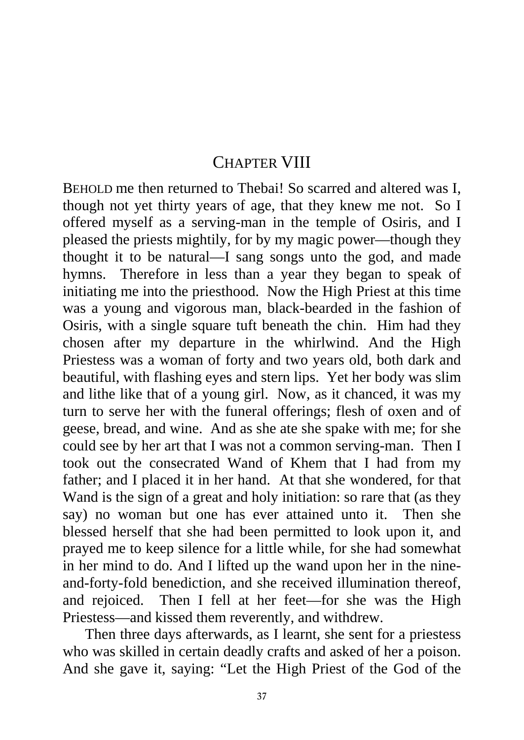# Chapter VIII

Behold me then returned to Thebai! So scarred and altered was I, though not yet thirty years of age, that they knew me not. So I offered myself as a serving-man in the temple of Osiris, and I pleased the priests mightily, for by my magic power—though they thought it to be natural—I sang songs unto the god, and made hymns. Therefore in less than a year they began to speak of initiating me into the priesthood. Now the High Priest at this time was a young and vigorous man, black-bearded in the fashion of Osiris, with a single square tuft beneath the chin. Him had they chosen after my departure in the whirlwind. And the High Priestess was a woman of forty and two years old, both dark and beautiful, with flashing eyes and stern lips. Yet her body was slim and lithe like that of a young girl. Now, as it chanced, it was my turn to serve her with the funeral offerings; flesh of oxen and of geese, bread, and wine. And as she ate she spake with me; for she could see by her art that I was not a common serving-man. Then I took out the consecrated Wand of Khem that I had from my father; and I placed it in her hand. At that she wondered, for that Wand is the sign of a great and holy initiation: so rare that (as they say) no woman but one has ever attained unto it. Then she blessed herself that she had been permitted to look upon it, and prayed me to keep silence for a little while, for she had somewhat in her mind to do. And I lifted up the wand upon her in the nine-and-forty-fold benediction, and she received illumination thereof, and rejoiced. Then I fell at her feet—for she was the High Priestess—and kissed them reverently, and withdrew.

Then three days afterwards, as I learnt, she sent for a priestess who was skilled in certain deadly crafts and asked of her a poison. And she gave it, saying: "Let the High Priest of the God of the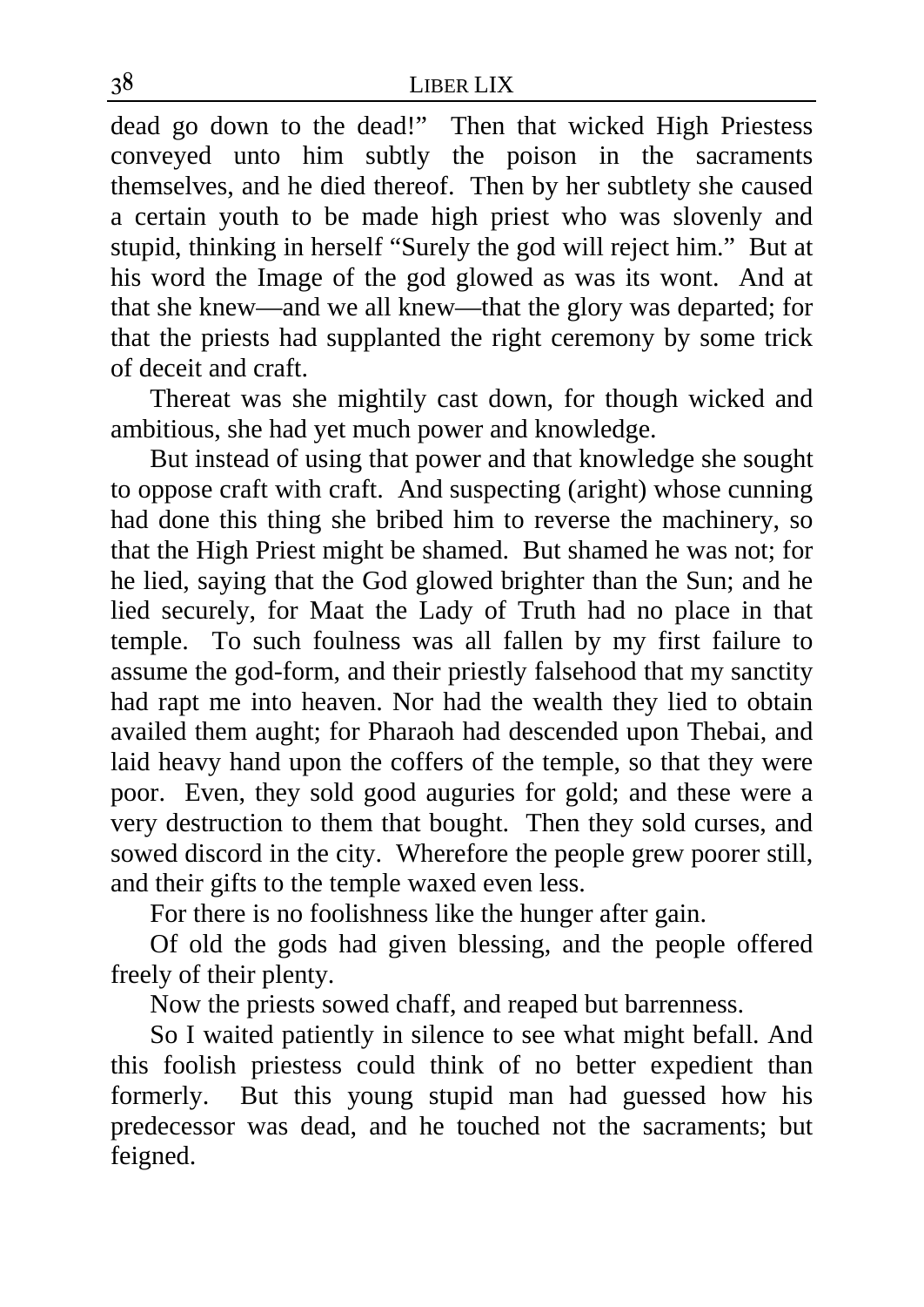dead go down to the dead!" Then that wicked High Priestess conveyed unto him subtly the poison in the sacraments themselves, and he died thereof. Then by her subtlety she caused a certain youth to be made high priest who was slovenly and stupid, thinking in herself "Surely the god will reject him." But at his word the Image of the god glowed as was its wont. And at that she knew—and we all knew—that the glory was departed; for that the priests had supplanted the right ceremony by some trick of deceit and craft.

Thereat was she mightily cast down, for though wicked and ambitious, she had yet much power and knowledge.

But instead of using that power and that knowledge she sought to oppose craft with craft. And suspecting (aright) whose cunning had done this thing she bribed him to reverse the machinery, so that the High Priest might be shamed. But shamed he was not; for he lied, saying that the God glowed brighter than the Sun; and he lied securely, for Maat the Lady of Truth had no place in that temple. To such foulness was all fallen by my first failure to assume the god-form, and their priestly falsehood that my sanctity had rapt me into heaven. Nor had the wealth they lied to obtain availed them aught; for Pharaoh had descended upon Thebai, and laid heavy hand upon the coffers of the temple, so that they were poor. Even, they sold good auguries for gold; and these were a very destruction to them that bought. Then they sold curses, and sowed discord in the city. Wherefore the people grew poorer still, and their gifts to the temple waxed even less.

For there is no foolishness like the hunger after gain.

Of old the gods had given blessing, and the people offered freely of their plenty.

Now the priests sowed chaff, and reaped but barrenness.

So I waited patiently in silence to see what might befall. And this foolish priestess could think of no better expedient than formerly. But this young stupid man had guessed how his predecessor was dead, and he touched not the sacraments; but feigned.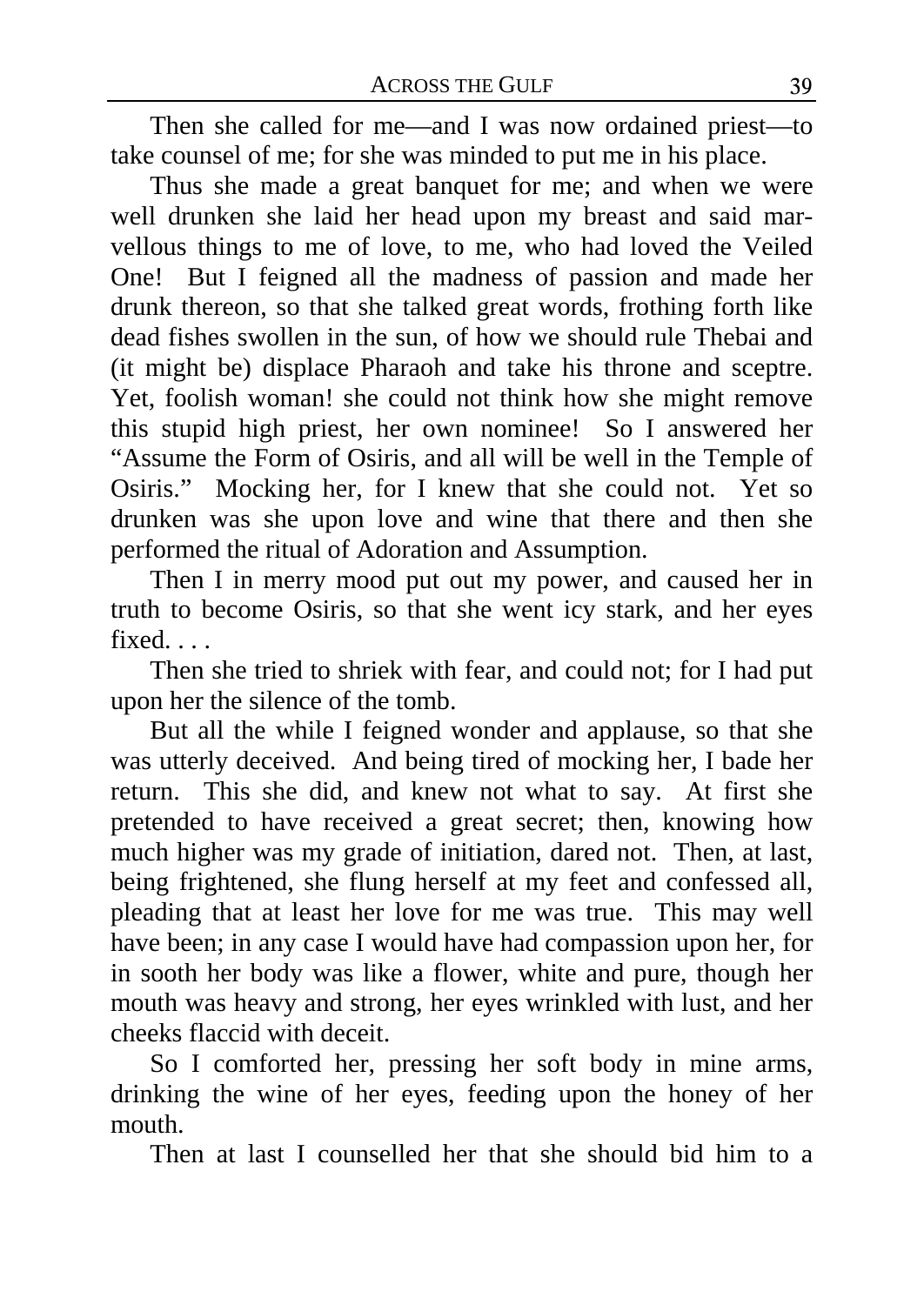Then she called for me—and I was now ordained priest—to take counsel of me; for she was minded to put me in his place.

Thus she made a great banquet for me; and when we were well drunken she laid her head upon my breast and said marvellous things to me of love, to me, who had loved the Veiled One! But I feigned all the madness of passion and made her drunk thereon, so that she talked great words, frothing forth like dead fishes swollen in the sun, of how we should rule Thebai and (it might be) displace Pharaoh and take his throne and sceptre. Yet, foolish woman! she could not think how she might remove this stupid high priest, her own nominee! So I answered her "Assume the Form of Osiris, and all will be well in the Temple of Osiris." Mocking her, for I knew that she could not. Yet so drunken was she upon love and wine that there and then she performed the ritual of Adoration and Assumption.

Then I in merry mood put out my power, and caused her in truth to become Osiris, so that she went icy stark, and her eyes fixed. . . .

Then she tried to shriek with fear, and could not; for I had put upon her the silence of the tomb.

But all the while I feigned wonder and applause, so that she was utterly deceived. And being tired of mocking her, I bade her return. This she did, and knew not what to say. At first she pretended to have received a great secret; then, knowing how much higher was my grade of initiation, dared not. Then, at last, being frightened, she flung herself at my feet and confessed all, pleading that at least her love for me was true. This may well have been; in any case I would have had compassion upon her, for in sooth her body was like a flower, white and pure, though her mouth was heavy and strong, her eyes wrinkled with lust, and her cheeks flaccid with deceit.

So I comforted her, pressing her soft body in mine arms, drinking the wine of her eyes, feeding upon the honey of her mouth.

Then at last I counselled her that she should bid him to a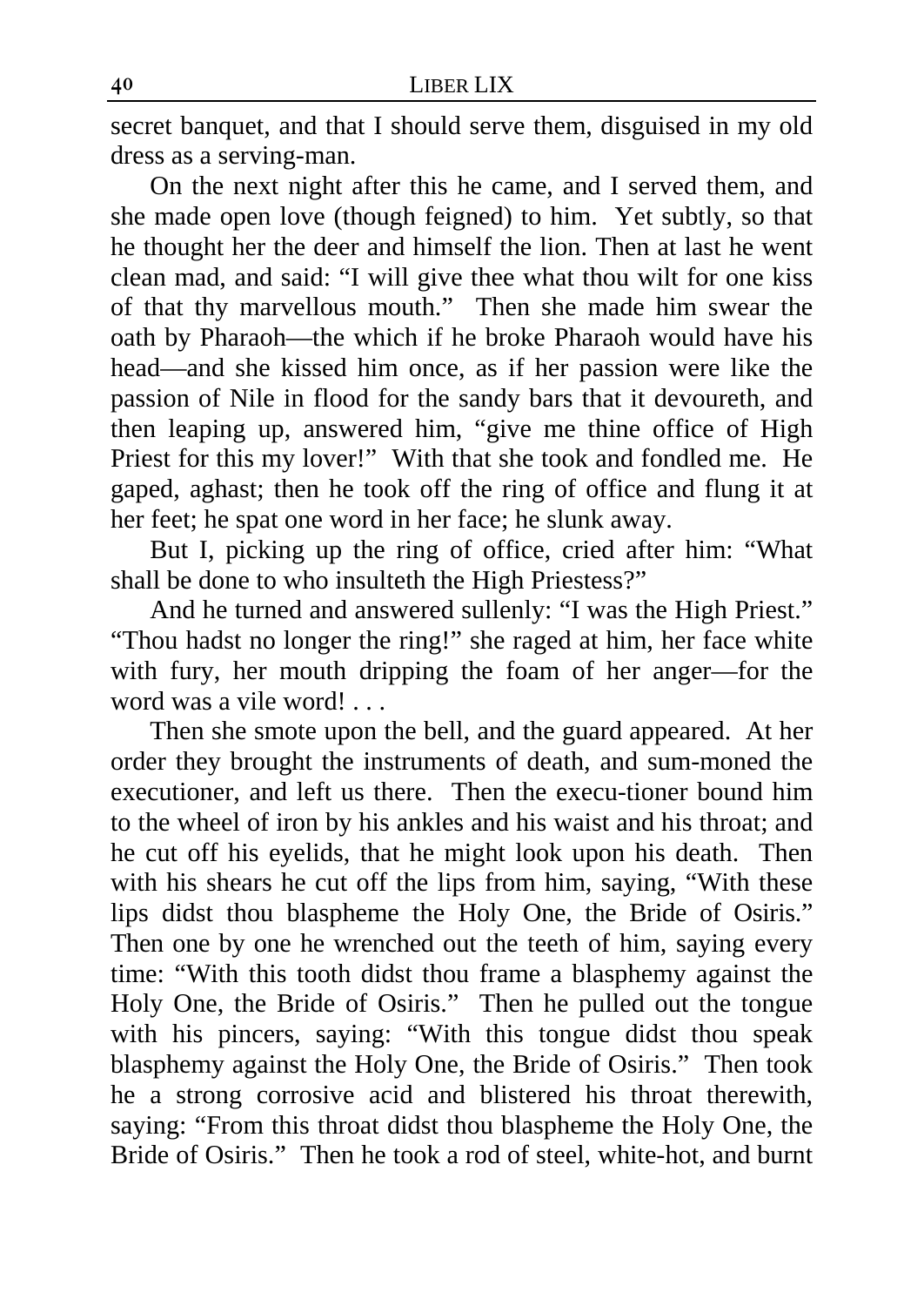secret banquet, and that I should serve them, disguised in my old dress as a serving-man.

On the next night after this he came, and I served them, and she made open love (though feigned) to him. Yet subtly, so that he thought her the deer and himself the lion. Then at last he went clean mad, and said: "I will give thee what thou wilt for one kiss of that thy marvellous mouth." Then she made him swear the oath by Pharaoh—the which if he broke Pharaoh would have his head—and she kissed him once, as if her passion were like the passion of Nile in flood for the sandy bars that it devoureth, and then leaping up, answered him, "give me thine office of High Priest for this my lover!" With that she took and fondled me. He gaped, aghast; then he took off the ring of office and flung it at her feet; he spat one word in her face; he slunk away.

But I, picking up the ring of office, cried after him: "What shall be done to who insulteth the High Priestess?"

And he turned and answered sullenly: "I was the High Priest." "Thou hadst no longer the ring!" she raged at him, her face white with fury, her mouth dripping the foam of her anger—for the word was a vile word! . . .

Then she smote upon the bell, and the guard appeared. At her order they brought the instruments of death, and sum-moned the executioner, and left us there. Then the execu-tioner bound him to the wheel of iron by his ankles and his waist and his throat; and he cut off his eyelids, that he might look upon his death. Then with his shears he cut off the lips from him, saying, "With these lips didst thou blaspheme the Holy One, the Bride of Osiris." Then one by one he wrenched out the teeth of him, saying every time: "With this tooth didst thou frame a blasphemy against the Holy One, the Bride of Osiris." Then he pulled out the tongue with his pincers, saying: "With this tongue didst thou speak blasphemy against the Holy One, the Bride of Osiris." Then took he a strong corrosive acid and blistered his throat therewith, saying: "From this throat didst thou blaspheme the Holy One, the Bride of Osiris." Then he took a rod of steel, white-hot, and burnt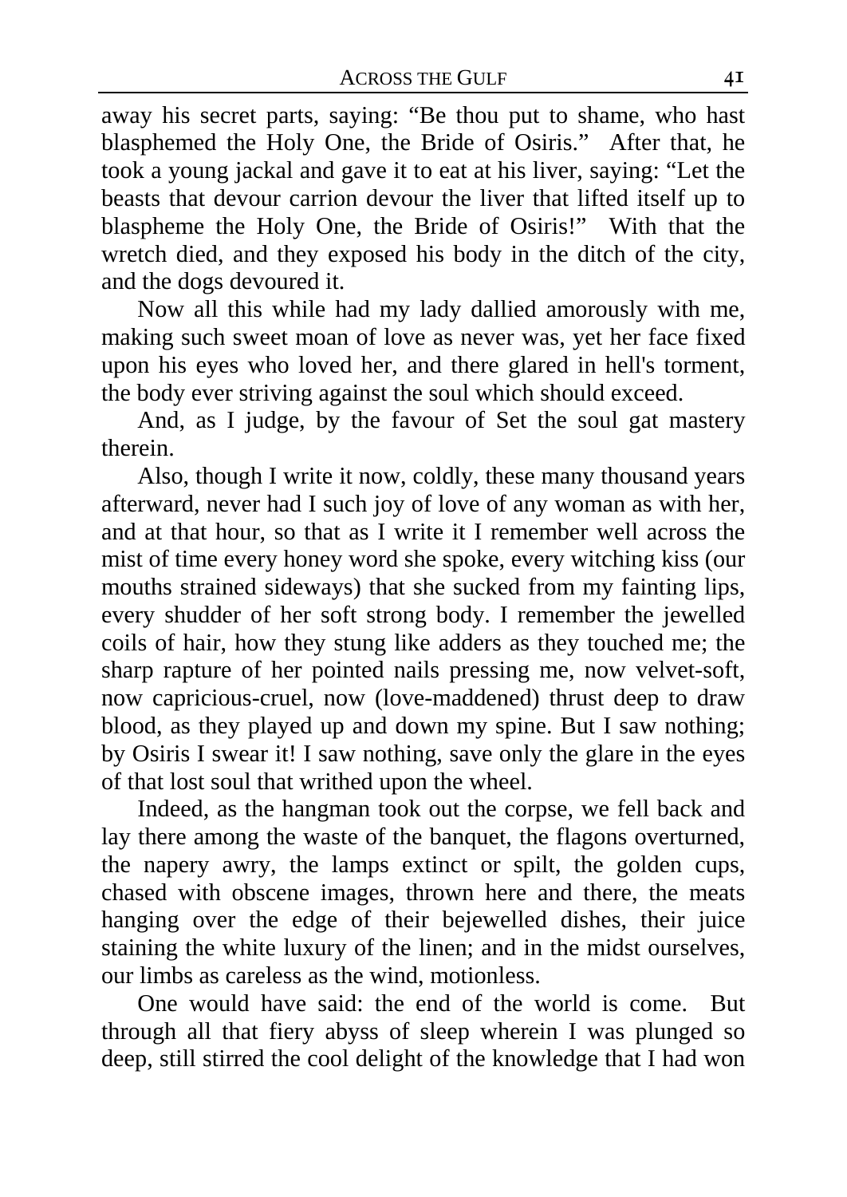away his secret parts, saying: "Be thou put to shame, who hast blasphemed the Holy One, the Bride of Osiris." After that, he took a young jackal and gave it to eat at his liver, saying: "Let the beasts that devour carrion devour the liver that lifted itself up to blaspheme the Holy One, the Bride of Osiris!" With that the wretch died, and they exposed his body in the ditch of the city, and the dogs devoured it.

Now all this while had my lady dallied amorously with me, making such sweet moan of love as never was, yet her face fixed upon his eyes who loved her, and there glared in hell's torment, the body ever striving against the soul which should exceed.

And, as I judge, by the favour of Set the soul gat mastery therein.

Also, though I write it now, coldly, these many thousand years afterward, never had I such joy of love of any woman as with her, and at that hour, so that as I write it I remember well across the mist of time every honey word she spoke, every witching kiss (our mouths strained sideways) that she sucked from my fainting lips, every shudder of her soft strong body. I remember the jewelled coils of hair, how they stung like adders as they touched me; the sharp rapture of her pointed nails pressing me, now velvet-soft, now capricious-cruel, now (love-maddened) thrust deep to draw blood, as they played up and down my spine. But I saw nothing; by Osiris I swear it! I saw nothing, save only the glare in the eyes of that lost soul that writhed upon the wheel.

Indeed, as the hangman took out the corpse, we fell back and lay there among the waste of the banquet, the flagons overturned, the napery awry, the lamps extinct or spilt, the golden cups, chased with obscene images, thrown here and there, the meats hanging over the edge of their bejewelled dishes, their juice staining the white luxury of the linen; and in the midst ourselves, our limbs as careless as the wind, motionless.

One would have said: the end of the world is come. But through all that fiery abyss of sleep wherein I was plunged so deep, still stirred the cool delight of the knowledge that I had won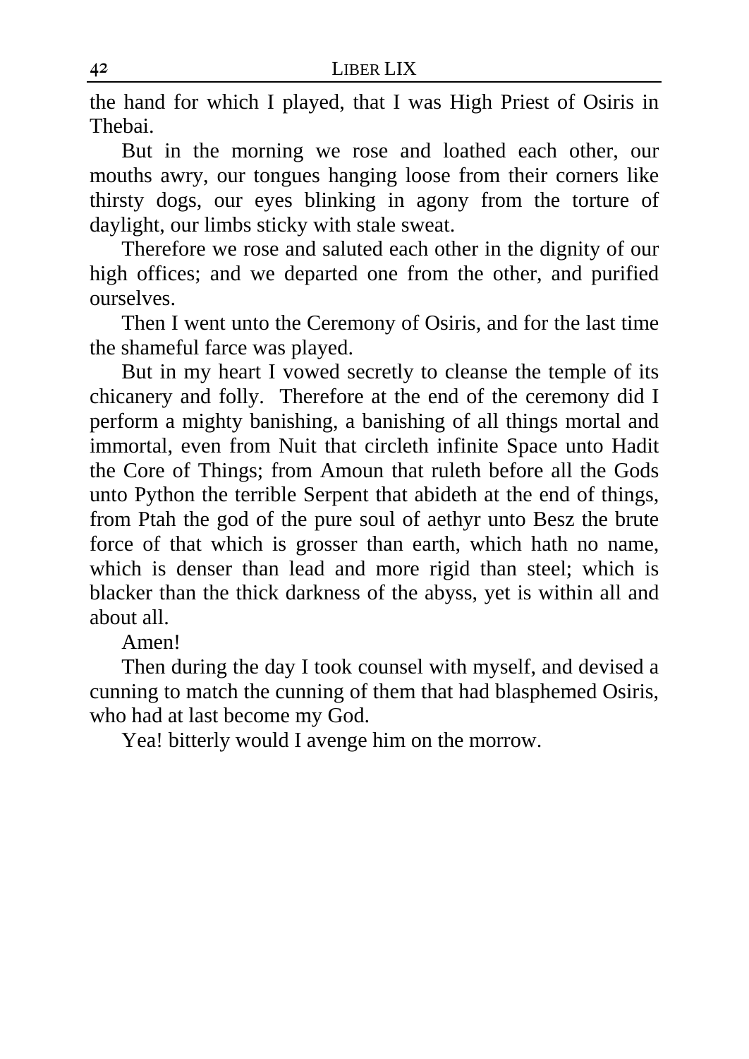the hand for which I played, that I was High Priest of Osiris in Thebai.

But in the morning we rose and loathed each other, our mouths awry, our tongues hanging loose from their corners like thirsty dogs, our eyes blinking in agony from the torture of daylight, our limbs sticky with stale sweat.

Therefore we rose and saluted each other in the dignity of our high offices; and we departed one from the other, and purified ourselves.

Then I went unto the Ceremony of Osiris, and for the last time the shameful farce was played.

But in my heart I vowed secretly to cleanse the temple of its chicanery and folly. Therefore at the end of the ceremony did I perform a mighty banishing, a banishing of all things mortal and immortal, even from Nuit that circleth infinite Space unto Hadit the Core of Things; from Amoun that ruleth before all the Gods unto Python the terrible Serpent that abideth at the end of things, from Ptah the god of the pure soul of aethyr unto Besz the brute force of that which is grosser than earth, which hath no name, which is denser than lead and more rigid than steel; which is blacker than the thick darkness of the abyss, yet is within all and about all.

Amen!

Then during the day I took counsel with myself, and devised a cunning to match the cunning of them that had blasphemed Osiris, who had at last become my God.

Yea! bitterly would I avenge him on the morrow.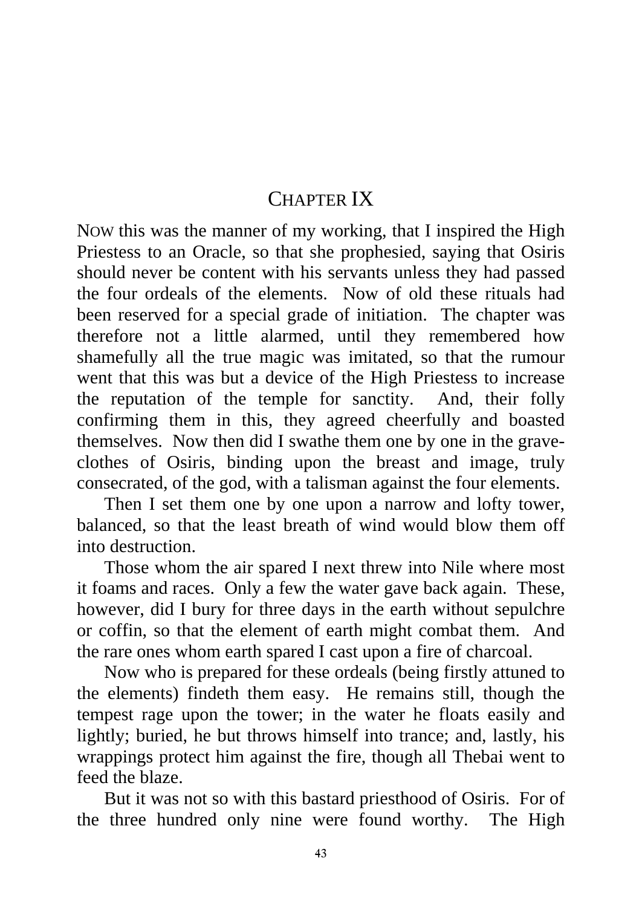# CHAPTER IX

NOW this was the manner of my working, that I inspired the High Priestess to an Oracle, so that she prophesied, saying that Osiris should never be content with his servants unless they had passed the four ordeals of the elements. Now of old these rituals had been reserved for a special grade of initiation. The chapter was therefore not a little alarmed, until they remembered how shamefully all the true magic was imitated, so that the rumour went that this was but a device of the High Priestess to increase the reputation of the temple for sanctity. And, their folly confirming them in this, they agreed cheerfully and boasted themselves. Now then did I swathe them one by one in the grave-clothes of Osiris, binding upon the breast and image, truly consecrated, of the god, with a talisman against the four elements.

Then I set them one by one upon a narrow and lofty tower, balanced, so that the least breath of wind would blow them off into destruction.

Those whom the air spared I next threw into Nile where most it foams and races. Only a few the water gave back again. These, however, did I bury for three days in the earth without sepulchre or coffin, so that the element of earth might combat them. And the rare ones whom earth spared I cast upon a fire of charcoal.

Now who is prepared for these ordeals (being firstly attuned to the elements) findeth them easy. He remains still, though the tempest rage upon the tower; in the water he floats easily and lightly; buried, he but throws himself into trance; and, lastly, his wrappings protect him against the fire, though all Thebai went to feed the blaze.

But it was not so with this bastard priesthood of Osiris. For of the three hundred only nine were found worthy. The High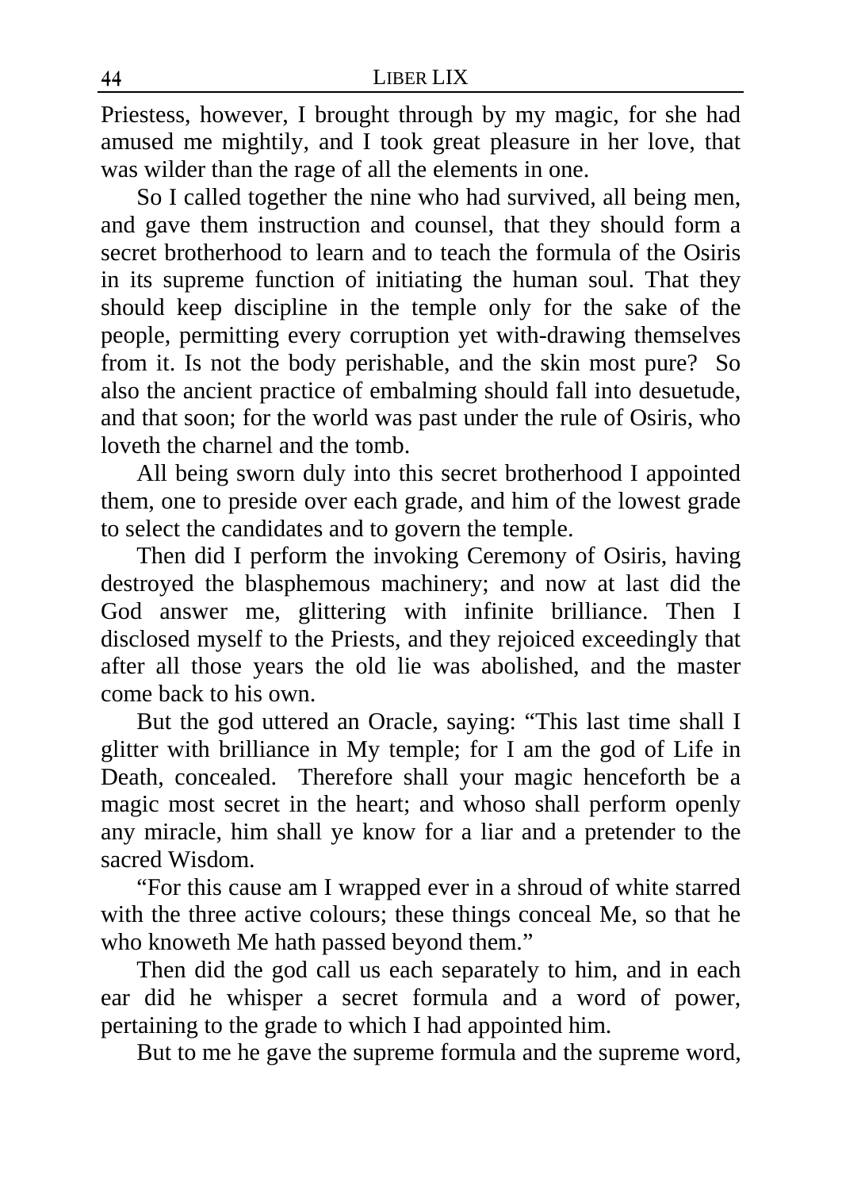Priestess, however, I brought through by my magic, for she had amused me mightily, and I took great pleasure in her love, that was wilder than the rage of all the elements in one.

So I called together the nine who had survived, all being men, and gave them instruction and counsel, that they should form a secret brotherhood to learn and to teach the formula of the Osiris in its supreme function of initiating the human soul. That they should keep discipline in the temple only for the sake of the people, permitting every corruption yet with-drawing themselves from it. Is not the body perishable, and the skin most pure? So also the ancient practice of embalming should fall into desuetude, and that soon; for the world was past under the rule of Osiris, who loveth the charnel and the tomb.

All being sworn duly into this secret brotherhood I appointed them, one to preside over each grade, and him of the lowest grade to select the candidates and to govern the temple.

Then did I perform the invoking Ceremony of Osiris, having destroyed the blasphemous machinery; and now at last did the God answer me, glittering with infinite brilliance. Then I disclosed myself to the Priests, and they rejoiced exceedingly that after all those years the old lie was abolished, and the master come back to his own.

But the god uttered an Oracle, saying: "This last time shall I glitter with brilliance in My temple; for I am the god of Life in Death, concealed. Therefore shall your magic henceforth be a magic most secret in the heart; and whoso shall perform openly any miracle, him shall ye know for a liar and a pretender to the sacred Wisdom.

"For this cause am I wrapped ever in a shroud of white starred with the three active colours; these things conceal Me, so that he who knoweth Me hath passed beyond them."

Then did the god call us each separately to him, and in each ear did he whisper a secret formula and a word of power, pertaining to the grade to which I had appointed him.

But to me he gave the supreme formula and the supreme word,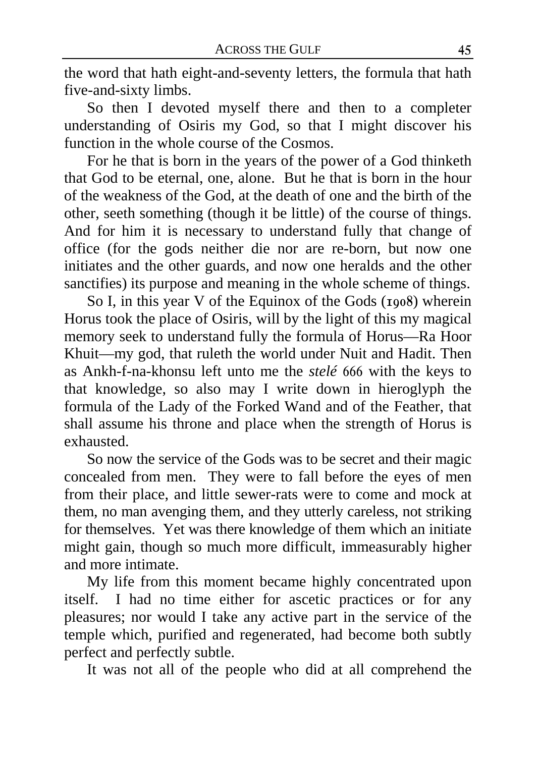the word that hath eight-and-seventy letters, the formula that hath five-and-sixty limbs.

So then I devoted myself there and then to a completer understanding of Osiris my God, so that I might discover his function in the whole course of the Cosmos.

For he that is born in the years of the power of a God thinketh that God to be eternal, one, alone. But he that is born in the hour of the weakness of the God, at the death of one and the birth of the other, seeth something (though it be little) of the course of things. And for him it is necessary to understand fully that change of office (for the gods neither die nor are re-born, but now one initiates and the other guards, and now one heralds and the other sanctifies) its purpose and meaning in the whole scheme of things.

So I, in this year V of the Equinox of the Gods (1908) wherein Horus took the place of Osiris, will by the light of this my magical memory seek to understand fully the formula of Horus—Ra Hoor Khuit—my god, that ruleth the world under Nuit and Hadit. Then as Ankh-f-na-khonsu left unto me the *stelé* 666 with the keys to that knowledge, so also may I write down in hieroglyph the formula of the Lady of the Forked Wand and of the Feather, that shall assume his throne and place when the strength of Horus is exhausted.

So now the service of the Gods was to be secret and their magic concealed from men. They were to fall before the eyes of men from their place, and little sewer-rats were to come and mock at them, no man avenging them, and they utterly careless, not striking for themselves. Yet was there knowledge of them which an initiate might gain, though so much more difficult, immeasurably higher and more intimate.

My life from this moment became highly concentrated upon itself. I had no time either for ascetic practices or for any pleasures; nor would I take any active part in the service of the temple which, purified and regenerated, had become both subtly perfect and perfectly subtle.

It was not all of the people who did at all comprehend the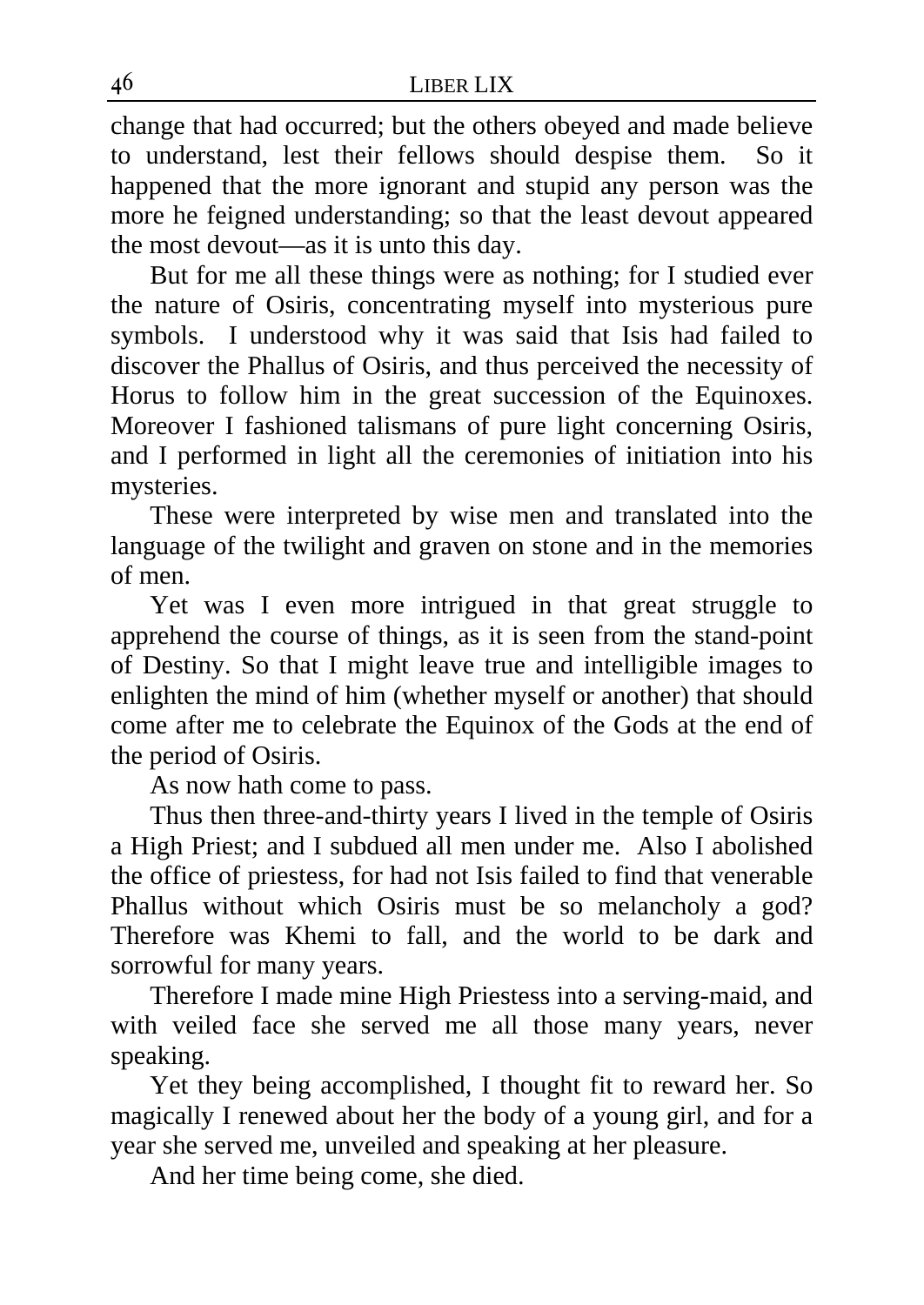change that had occurred; but the others obeyed and made believe to understand, lest their fellows should despise them. So it happened that the more ignorant and stupid any person was the more he feigned understanding; so that the least devout appeared the most devout—as it is unto this day.

But for me all these things were as nothing; for I studied ever the nature of Osiris, concentrating myself into mysterious pure symbols. I understood why it was said that Isis had failed to discover the Phallus of Osiris, and thus perceived the necessity of Horus to follow him in the great succession of the Equinoxes. Moreover I fashioned talismans of pure light concerning Osiris, and I performed in light all the ceremonies of initiation into his mysteries.

These were interpreted by wise men and translated into the language of the twilight and graven on stone and in the memories of men.

Yet was I even more intrigued in that great struggle to apprehend the course of things, as it is seen from the stand-point of Destiny. So that I might leave true and intelligible images to enlighten the mind of him (whether myself or another) that should come after me to celebrate the Equinox of the Gods at the end of the period of Osiris.

As now hath come to pass.

Thus then three-and-thirty years I lived in the temple of Osiris a High Priest; and I subdued all men under me. Also I abolished the office of priestess, for had not Isis failed to find that venerable Phallus without which Osiris must be so melancholy a god? Therefore was Khemi to fall, and the world to be dark and sorrowful for many years.

Therefore I made mine High Priestess into a serving-maid, and with veiled face she served me all those many years, never speaking.

Yet they being accomplished, I thought fit to reward her. So magically I renewed about her the body of a young girl, and for a year she served me, unveiled and speaking at her pleasure.

And her time being come, she died.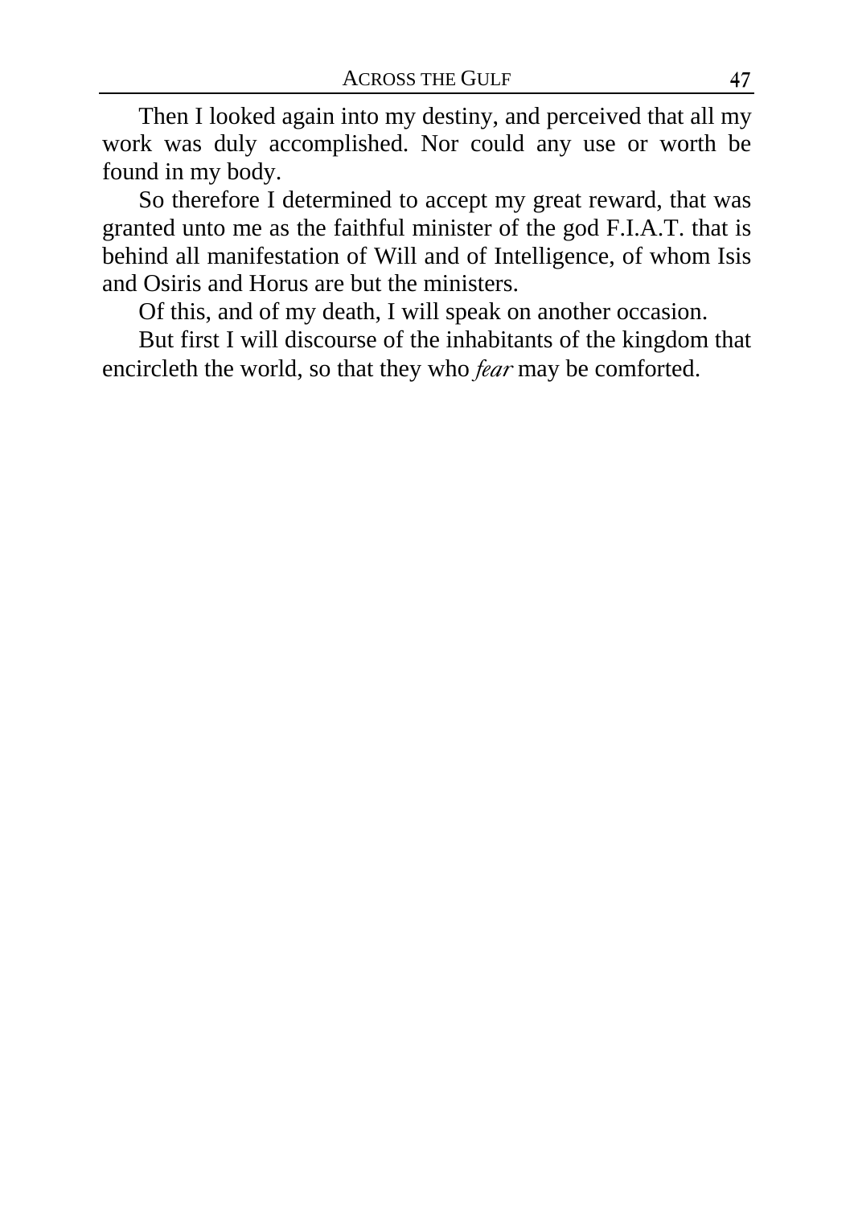Then I looked again into my destiny, and perceived that all my work was duly accomplished. Nor could any use or worth be found in my body.

So therefore I determined to accept my great reward, that was granted unto me as the faithful minister of the god F.I.A.T. that is behind all manifestation of Will and of Intelligence, of whom Isis and Osiris and Horus are but the ministers.

Of this, and of my death, I will speak on another occasion.

But first I will discourse of the inhabitants of the kingdom that encircleth the world, so that they who *fear* may be comforted.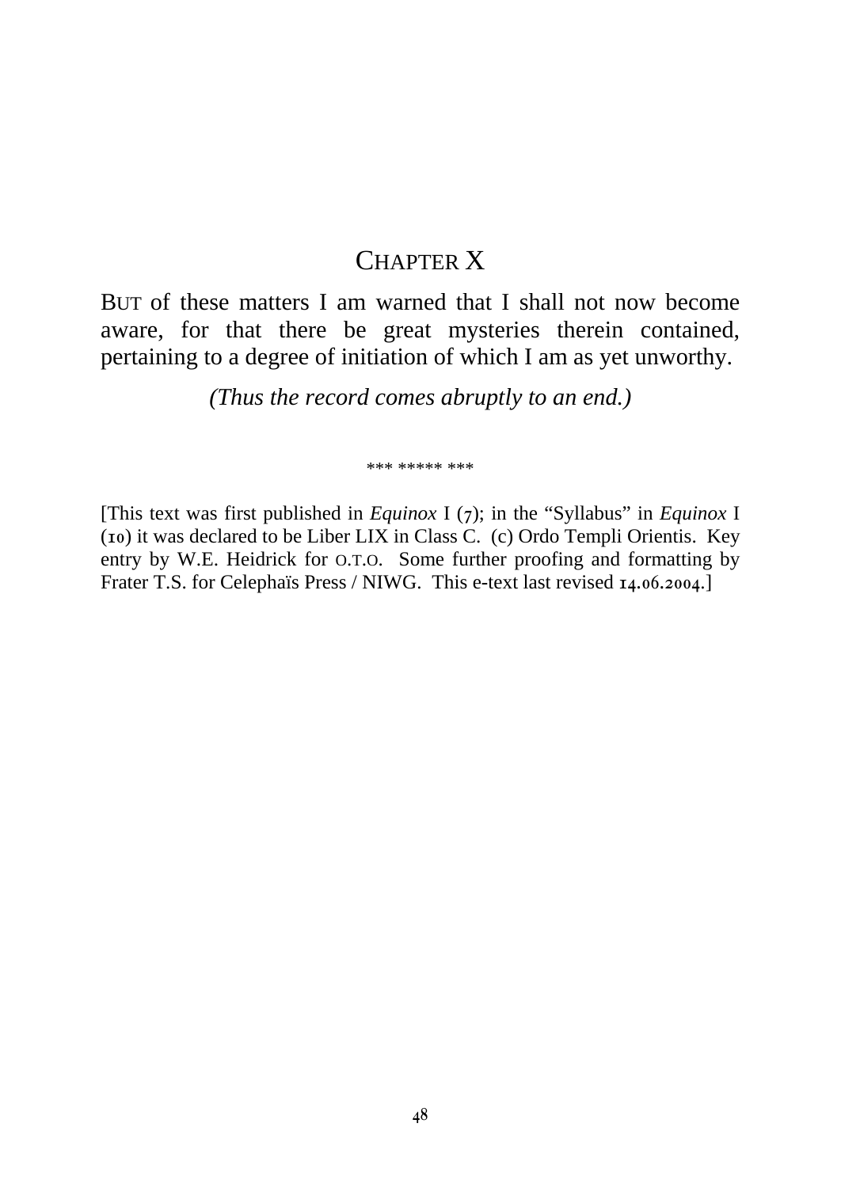## CHAPTER X

BUT of these matters I am warned that I shall not now become aware, for that there be great mysteries therein contained, pertaining to a degree of initiation of which I am as yet unworthy.

*(Thus the record comes abruptly to an end.)*

*** ***** ***

[This text was first published in *Equinox* I (7); in the "Syllabus" in *Equinox* I (10) it was declared to be Liber LIX in Class C. (c) Ordo Templi Orientis. Key entry by W.E. Heidrick for O.T.O. Some further proofing and formatting by Frater T.S. for Celephaïs Press / NIWG. This e-text last revised 14.06.2004.]